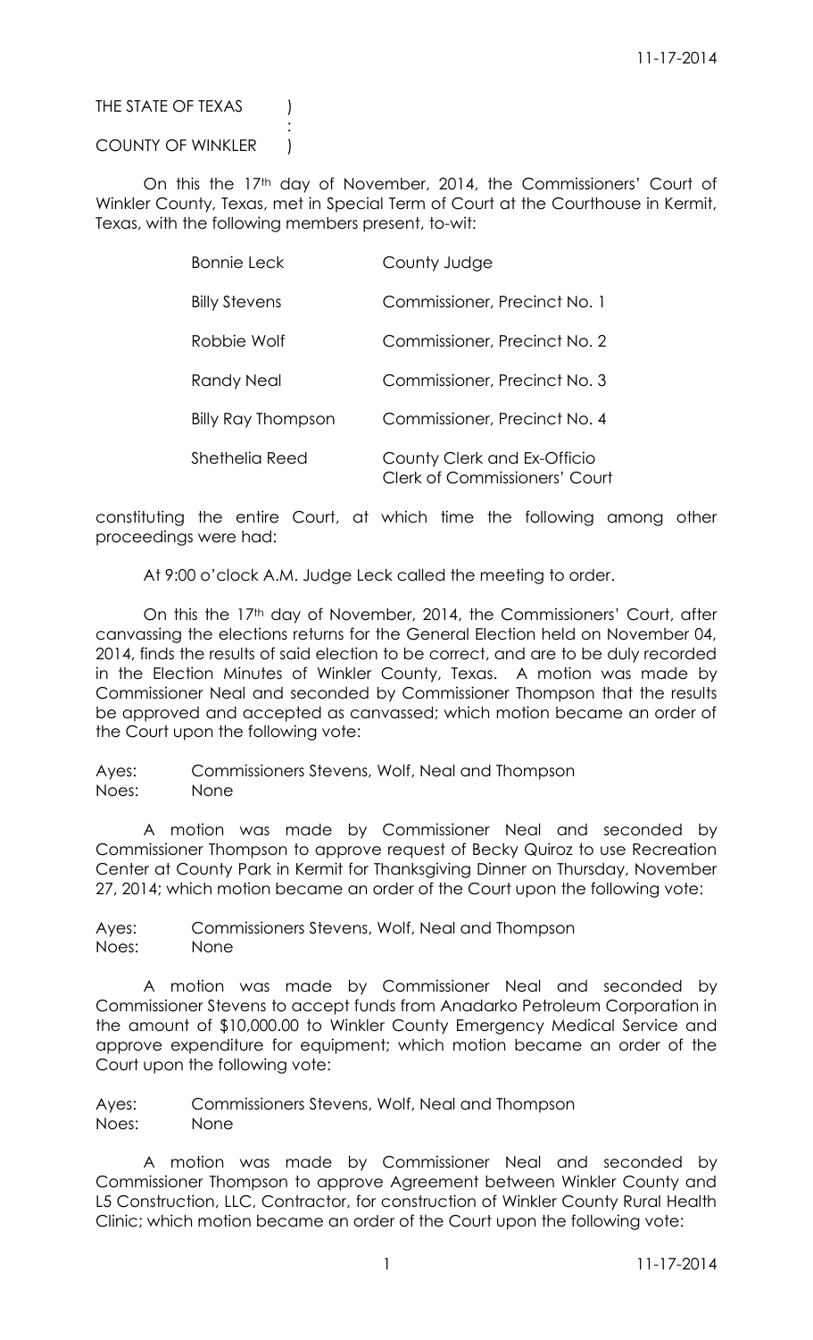THE STATE OF TEXAS )
:
COUNTY OF WINKLER )

On this the 17th day of November, 2014, the Commissioners' Court of Winkler County, Texas, met in Special Term of Court at the Courthouse in Kermit, Texas, with the following members present, to-wit:

| | |
|---|---|
| Bonnie Leck | County Judge |
| Billy Stevens | Commissioner, Precinct No. 1 |
| Robbie Wolf | Commissioner, Precinct No. 2 |
| Randy Neal | Commissioner, Precinct No. 3 |
| Billy Ray Thompson | Commissioner, Precinct No. 4 |
| Shethelia Reed | County Clerk and Ex-Officio Clerk of Commissioners' Court |

constituting the entire Court, at which time the following among other proceedings were had:

At 9:00 o'clock A.M. Judge Leck called the meeting to order.

On this the 17th day of November, 2014, the Commissioners' Court, after canvassing the elections returns for the General Election held on November 04, 2014, finds the results of said election to be correct, and are to be duly recorded in the Election Minutes of Winkler County, Texas. A motion was made by Commissioner Neal and seconded by Commissioner Thompson that the results be approved and accepted as canvassed; which motion became an order of the Court upon the following vote:

Ayes: Commissioners Stevens, Wolf, Neal and Thompson
Noes: None

A motion was made by Commissioner Neal and seconded by Commissioner Thompson to approve request of Becky Quiroz to use Recreation Center at County Park in Kermit for Thanksgiving Dinner on Thursday, November 27, 2014; which motion became an order of the Court upon the following vote:

Ayes: Commissioners Stevens, Wolf, Neal and Thompson
Noes: None

A motion was made by Commissioner Neal and seconded by Commissioner Stevens to accept funds from Anadarko Petroleum Corporation in the amount of $10,000.00 to Winkler County Emergency Medical Service and approve expenditure for equipment; which motion became an order of the Court upon the following vote:

Ayes: Commissioners Stevens, Wolf, Neal and Thompson
Noes: None

A motion was made by Commissioner Neal and seconded by Commissioner Thompson to approve Agreement between Winkler County and L5 Construction, LLC, Contractor, for construction of Winkler County Rural Health Clinic; which motion became an order of the Court upon the following vote: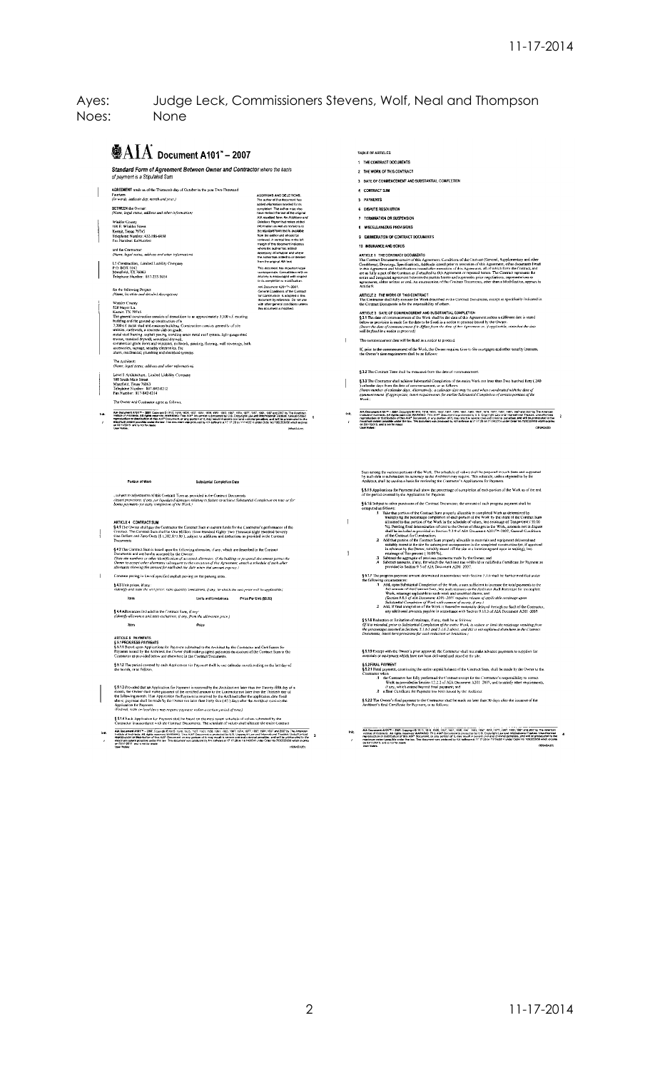Ayes: Judge Leck, Commissioners Stevens, Wolf, Neal and Thompson
Noes: None

# AIA Document A101™ – 2007

## Standard Form of Agreement Between Owner and Contractor where the basis of payment is a Stipulated Sum

AGREEMENT made as of the Thirteenth day of October in the year Two Thousand Fourteen
*(In words, indicate day, month and year.)*

BETWEEN the Owner:
*(Name, legal status, address and other information)*

Wheeler County
100 E. Whitfield Street
Kemp, Texas 79?45
Telephone Number: 432-??6-6638
Fax Number: ExtNumber

and the Contractor:
*(Name, legal status, address and other information)*

LI Construction, Limited Liability Company
P.O. BOX 1012
Mansfield, TX 76063
Telephone Number: 817-233-3034

for the following Project:
*(Name, location and detailed description)*

Wheeler County
324 Mayer Ln.
Kemp, TX 79?45
The general construction consists of demolition to an approximately 3,500 s.f. existing building and the ground up construction of a 7,200 s.f. metal shell and masonry building. Construction consists generally of site utilities, earthwork, a concrete slab on grade, metal roof framing, asphalt paving, standing seam metal roof system, light gauge steel trusses, standard drywall, acoustical drywall, commercial grade doors and windows, millwork, painting, flooring, wall coverings, bath accessories, signage, security electronics, fire alarm, mechanical, plumbing and electrical systems.

The Architect:
*(Name, legal status, address and other information)*

Level 5 Architecture, Limited Liability Company
300 South Main Street
Mansfield, Texas 76063
Telephone Number: 817-842-0212
Fax Number: 817-842-0214

The Owner and Contractor agree as follows.

ADDITIONS AND DELETIONS:
The author of this document has added information needed for its completion. The author may also have revised the text of the original AIA standard form. An *Additions and Deletions Report* that notes added information as well as revisions to the standard form text is available from the author and should be reviewed. A vertical line in the left margin of this document indicates where the author has added necessary information and where the author has added to or deleted from the original AIA text.

This document has important legal consequences. Consultation with an attorney is encouraged with respect to its completion or modification.

AIA Document A201™–2007, General Conditions of the Contract for Construction, is adopted in this document by reference. Do not use with other general conditions unless this document is modified.

TABLE OF ARTICLES

1 THE CONTRACT DOCUMENTS
2 THE WORK OF THIS CONTRACT
3 DATE OF COMMENCEMENT AND SUBSTANTIAL COMPLETION
4 CONTRACT SUM
5 PAYMENTS
6 DISPUTE RESOLUTION
7 TERMINATION OR SUSPENSION
8 MISCELLANEOUS PROVISIONS
9 ENUMERATION OF CONTRACT DOCUMENTS
10 INSURANCE AND BONDS

**ARTICLE 1 THE CONTRACT DOCUMENTS**
The Contract Documents consist of this Agreement, Conditions of the Contract (General, Supplementary and other Conditions), Drawings, Specifications, Addenda issued prior to execution of this Agreement, other documents listed in this Agreement and Modifications issued after execution of this Agreement, all of which form the Contract, and are as fully a part of the Contract as if attached to this Agreement or repeated herein. The Contract represents the entire and integrated agreement between the parties hereto and supersedes prior negotiations, representations or agreements, either written or oral. An enumeration of the Contract Documents, other than a Modification, appears in Article 9.

**ARTICLE 2 THE WORK OF THIS CONTRACT**
The Contractor shall fully execute the Work described in the Contract Documents, except as specifically indicated in the Contract Documents to be the responsibility of others.

**ARTICLE 3 DATE OF COMMENCEMENT AND SUBSTANTIAL COMPLETION**
**§ 3.1** The date of commencement of the Work shall be the date of this Agreement unless a different date is stated below or provision is made for the date to be fixed in a notice to proceed issued by the Owner.
*(Insert the date of commencement if it differs from the date of this Agreement or, if applicable, state that the date will be fixed in a notice to proceed.)*

The commencement date will be fixed in a notice to proceed.

If, prior to the commencement of the Work, the Owner requires time to file mortgages and other security interests, the Owner's time requirement shall be as follows:

**§ 3.2** The Contract Time shall be measured from the date of commencement.

**§ 3.3** The Contractor shall achieve Substantial Completion of the entire Work not later than Two hundred forty ( 240 ) calendar days from the date of commencement, or as follows:
*(Insert number of calendar days. Alternatively, a calendar date may be used when coordinated with the date of commencement. If appropriate, insert requirements for earlier Substantial Completion of certain portions of the Work.)*

| Portion of Work | Substantial Completion Date |
|---|---|
| | |

, subject to adjustments of this Contract Time as provided in the Contract Documents.
*(Insert provisions, if any, for liquidated damages relating to failure to achieve Substantial Completion on time or for bonus payments for early completion of the Work.)*

**ARTICLE 4 CONTRACT SUM**
**§ 4.1** The Owner shall pay the Contractor the Contract Sum in current funds for the Contractor's performance of the Contract. The Contract Sum shall be One Million Three Hundred Eighty Two Thousand Eight Hundred Seventy One Dollars and Zero Cents ($ 1,382,871.00 ), subject to additions and deductions as provided in the Contract Documents.

**§ 4.2** The Contract Sum is based upon the following alternates, if any, which are described in the Contract Documents and are hereby accepted by the Owner:
*(State the numbers or other identification of accepted alternates. If decisions on other alternates are to be made by the Owner subsequent to the execution of this Agreement, attach a schedule of such other alternates showing the amount for each and the date when that amount expires.)*

Concrete paving in lieu of specified asphalt paving on the parking areas.

**§ 4.3** Unit prices, if any:
*(Identify and state the unit price; state quantity limitations, if any, to which the unit price will be applicable.)*

| Item | Units and Limitations | Price Per Unit ($0.00) |
|---|---|---|
| | | |

**§ 4.4** Allowances included in the Contract Sum, if any:
*(Identify allowance and state exclusions, if any, from the allowance price.)*

| Item | Price |
|---|---|
| | |

**ARTICLE 5 PAYMENTS**
**§ 5.1 PROGRESS PAYMENTS**
**§ 5.1.1** Based upon Applications for Payment submitted to the Architect by the Contractor and Certificates for Payment issued by the Architect, the Owner shall make progress payments on account of the Contract Sum to the Contractor as provided below and elsewhere in the Contract Documents.

**§ 5.1.2** The period covered by each Application for Payment shall be one calendar month ending on the last day of the month, or as follows:

**§ 5.1.3** Provided that an Application for Payment is received by the Architect not later than the Twenty-fifth day of a month, the Owner shall make payment of the certified amount to the Contractor not later than the Thirtieth day of the following month. If an Application for Payment is received by the Architect after the application date fixed above, payment shall be made by the Owner not later than Forty five ( 45 ) days after the Architect receives the Application for Payment.
*(Federal, state or local laws may require payment within a certain period of time.)*

**§ 5.1.4** Each Application for Payment shall be based on the most recent schedule of values submitted by the Contractor in accordance with the Contract Documents. The schedule of values shall allocate the entire Contract Sum among the various portions of the Work. The schedule of values shall be prepared in such form and supported by such data to substantiate its accuracy as the Architect may require. This schedule, unless objected to by the Architect, shall be used as a basis for reviewing the Contractor's Applications for Payment.

**§ 5.1.5** Applications for Payment shall show the percentage of completion of each portion of the Work as of the end of the period covered by the Application for Payment.

**§ 5.1.6** Subject to other provisions of the Contract Documents, the amount of each progress payment shall be computed as follows:

.1 Take that portion of the Contract Sum properly allocable to completed Work as determined by multiplying the percentage completion of each portion of the Work by the share of the Contract Sum allocated to that portion of the Work in the schedule of values, less retainage of Ten percent ( 10.00 %). Pending final determination of cost to the Owner of changes in the Work, amounts not in dispute shall be included as provided in Section 7.3.9 of AIA Document A201™–2007, General Conditions of the Contract for Construction;
.2 Add that portion of the Contract Sum properly allocable to materials and equipment delivered and suitably stored at the site for subsequent incorporation in the completed construction (or, if approved in advance by the Owner, suitably stored off the site at a location agreed upon in writing), less retainage of Ten percent ( 10.00 %);
.3 Subtract the aggregate of previous payments made by the Owner; and
.4 Subtract amounts, if any, for which the Architect has withheld or nullified a Certificate for Payment as provided in Section 9.5 of AIA Document A201–2007.

**§ 5.1.7** The progress payment amount determined in accordance with Section 5.1.6 shall be further modified under the following circumstances:

.1 Add, upon Substantial Completion of the Work, a sum sufficient to increase the total payments to the full amount of the Contract Sum, less such amounts as the Architect shall determine for incomplete Work, retainage applicable to such work and unsettled claims; and
*(Section 9.8.5 of AIA Document A201–2007 requires release of applicable retainage upon Substantial Completion of Work with consent of surety, if any.)*
.2 Add, if final completion of the Work is thereafter materially delayed through no fault of the Contractor, any additional amounts payable in accordance with Section 9.10.3 of AIA Document A201–2007.

**§ 5.1.8** Reduction or limitation of retainage, if any, shall be as follows:
*(If it is intended, prior to Substantial Completion of the entire Work, to reduce or limit the retainage resulting from the percentages inserted in Sections 5.1.6.1 and 5.1.6.2 above, and this is not explained elsewhere in the Contract Documents, insert here provisions for such reduction or limitation.)*

**§ 5.1.9** Except with the Owner's prior approval, the Contractor shall not make advance payments to suppliers for materials or equipment which have not been delivered and stored at the site.

**§ 5.2 FINAL PAYMENT**
**§ 5.2.1** Final payment, constituting the entire unpaid balance of the Contract Sum, shall be made by the Owner to the Contractor when

.1 the Contractor has fully performed the Contract except for the Contractor's responsibility to correct Work as provided in Section 12.2.2 of AIA Document A201–2007, and to satisfy other requirements, if any, which extend beyond final payment; and
.2 a final Certificate for Payment has been issued by the Architect.

**§ 5.2.2** The Owner's final payment to the Contractor shall be made no later than 30 days after the issuance of the Architect's final Certificate for Payment, or as follows: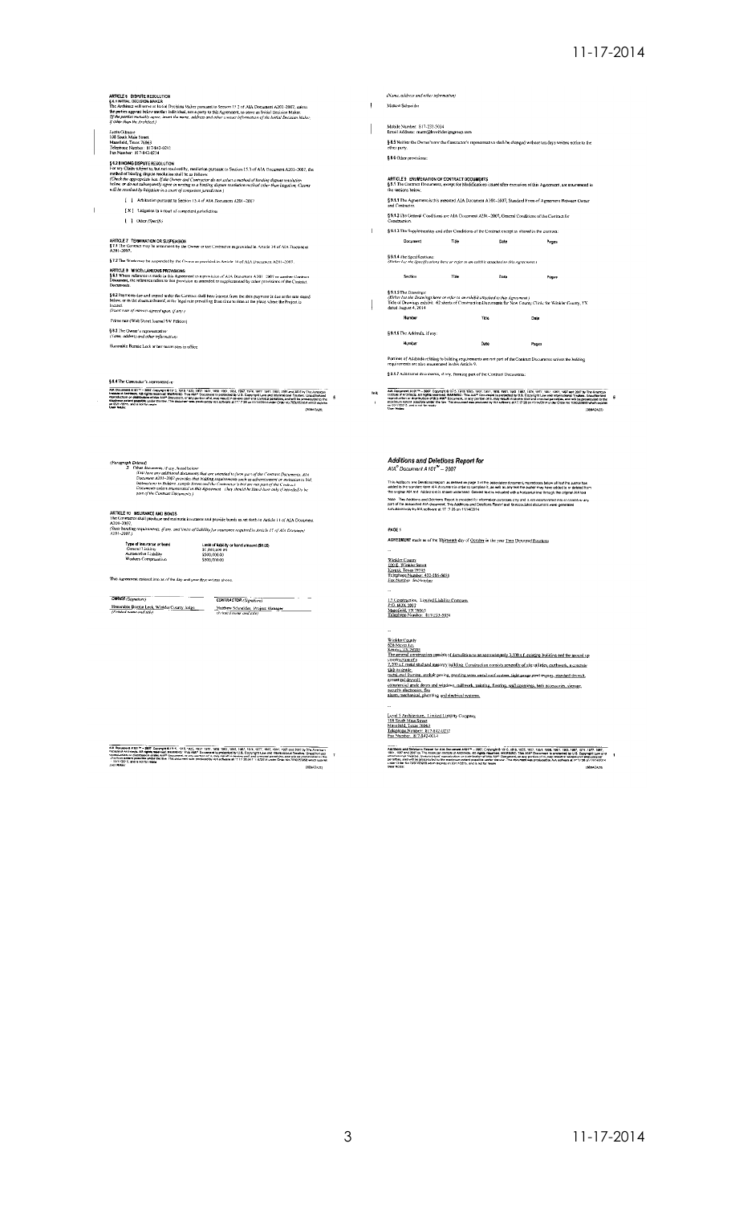**ARTICLE 6 DISPUTE RESOLUTION**

**§ 6.1 INITIAL DECISION MAKER**

The Architect will serve as Initial Decision Maker pursuant to Section 15.2 of AIA Document A201–2007, unless the parties appoint below another individual, not a party to this Agreement, to serve as Initial Decision Maker. *(If the parties mutually agree, insert the name, address and other contact information of the Initial Decision Maker, if other than the Architect.)*

Justin Gilmore
108 South Main Street
Mansfield, Texas 76063
Telephone Number: 817-842-0212
Fax Number: 817-842-0214

**§ 6.2 BINDING DISPUTE RESOLUTION**

For any Claim subject to, but not resolved by, mediation pursuant to Section 15.3 of AIA Document A201–2007, the method of binding dispute resolution shall be as follows:
*(Check the appropriate box. If the Owner and Contractor do not select a method of binding dispute resolution below, or do not subsequently agree in writing to a binding dispute resolution method other than litigation, Claims will be resolved by litigation in a court of competent jurisdiction.)*

[ ] Arbitration pursuant to Section 15.4 of AIA Document A201–2007

[ X ] Litigation in a court of competent jurisdiction

[ ] Other *(Specify)*

**ARTICLE 7 TERMINATION OR SUSPENSION**

**§ 7.1** The Contract may be terminated by the Owner or the Contractor as provided in Article 14 of AIA Document A201–2007.

**§ 7.2** The Work may be suspended by the Owner as provided in Article 14 of AIA Document A201–2007.

**ARTICLE 8 MISCELLANEOUS PROVISIONS**

**§ 8.1** Where reference is made in this Agreement to a provision of AIA Document A201–2007 or another Contract Document, the reference refers to that provision as amended or supplemented by other provisions of the Contract Documents.

**§ 8.2** Payments due and unpaid under the Contract shall bear interest from the date payment is due at the rate stated below, or in the absence thereof, at the legal rate prevailing from time to time at the place where the Project is located.
*(Insert rate of interest agreed upon, if any.)*

Prime rate (Wall Street Journal 5W Edition)

**§ 8.3** The Owner's representative:
*(Name, address and other information)*

Honorable Bonnie Leck or her successors in office

**§ 8.4** The Contractor's representative:
*(Name, address and other information)*

Matthew Schneider

Mobile Number: 817-223-5034
Email Address: matt@lwelder.gmgroup.com

**§ 8.5** Neither the Owner's nor the Contractor's representative shall be changed without ten days written notice to the other party.

**§ 8.6** Other provisions:

**ARTICLE 9 ENUMERATION OF CONTRACT DOCUMENTS**

**§ 9.1** The Contract Documents, except for Modifications issued after execution of this Agreement, are enumerated in the sections below.

**§ 9.1.1** The Agreement is this executed AIA Document A101–2007, Standard Form of Agreement Between Owner and Contractor.

**§ 9.1.2** The General Conditions are AIA Document A201–2007, General Conditions of the Contract for Construction.

**§ 9.1.3** The Supplementary and other Conditions of the Contract except as altered in the contract:

| Document | Title | Date | Pages |
|---|---|---|---|

**§ 9.1.4** The Specifications:
*(Either list the Specifications here or refer to an exhibit attached to this Agreement.)*

| Section | Title | Date | Pages |
|---|---|---|---|

**§ 9.1.5** The Drawings:
*(Either list the Drawings here or refer to an exhibit attached to this Agreement.)*
Title of Drawings exhibit: 42 sheets of Construction Documents for New County Clinic for Winkler County, TX dated August 4, 2014

| Number | Title | Date |
|---|---|---|

**§ 9.1.6** The Addenda, if any:

| Number | Date | Pages |
|---|---|---|

Portions of Addenda relating to bidding requirements are not part of the Contract Documents unless the bidding requirements are also enumerated in this Article 9.

**§ 9.1.7** Additional documents, if any, forming part of the Contract Documents:

(Paragraph Deleted)

.2 Other documents, if any, listed below:
*(List here any additional documents that are intended to form part of the Contract Documents. AIA Document A201–2007 provides that bidding requirements such as advertisement or invitation to bid, Instructions to Bidders, sample forms and the Contractor's bid are not part of the Contract Documents unless enumerated in this Agreement. They should be listed here only if intended to be part of the Contract Documents.)*

**ARTICLE 10 INSURANCE AND BONDS**

The Contractor shall purchase and maintain insurance and provide bonds as set forth in Article 11 of AIA Document A201–2007.
*(State bonding requirements, if any, and limits of liability for insurance required in Article 11 of AIA Document A201–2007.)*

| Type of insurance or bond | Limit of liability or bond amount ($0.00) |
|---|---|
| General Liability | $1,000,000.00 |
| Automotive Liability | $500,000.00 |
| Workers Compensation | $500,000.00 |

This Agreement entered into as of the day and year first written above.

| OWNER *(Signature)* | CONTRACTOR *(Signature)* |
|---|---|
| Honorable Bonnie Leck, Winkler County Judge | Matthew Schneider, Project Manager |
| *(Printed name and title)* | *(Printed name and title)* |

# Additions and Deletions Report for AIA® Document A101™ – 2007

This Additions and Deletions Report, as defined on page 1 of the associated document, reproduces below all text the author has added to the standard form AIA document in order to complete it, as well as any text the author may have added to or deleted from the original AIA text. Added text is shown underlined. Deleted text is indicated with a horizontal line through the original AIA text.

Note: This Additions and Deletions Report is provided for information purposes only and is not incorporated into or constitute any part of the associated AIA document. This Additions and Deletions Report and its associated document were generated simultaneously by AIA software at 17:17:26 on 11/14/2014.

PAGE 1

AGREEMENT made as of the Thirteenth day of October in the year Two Thousand Fourteen

...

Winkler County
100 E. Winkler Street
Kermit, Texas 79745
Telephone Number: 432-586-6658
Fax Number: 586-6658

...

L5 Construction, Limited Liability Company
P.O. BOX 1017
Mansfield, TX 76063
Telephone Number: 817-223-5034

...

Winkler County
820 Moran Ln
Kermit, TX 79745
The general construction consists of demolition to an approximately 3,500 s.f. existing building and the ground up construction of a 7,500 s.f. metal stud and masonry building. Construction consists generally of site utilities, earthwork, a concrete slab on grade, metal stud framing, asphalt paving, standing seam metal roof system, light gauge steel trusses, standard drywall, acoustical ceilings, commercial grade doors and windows, millwork, painting, flooring, wall coverings, bath accessories, signage, security electronics, fire alarm, mechanical, plumbing and electrical systems.

...

Level 5 Architecture, Limited Liability Company
108 South Main Street
Mansfield, Texas 76063
Telephone Number: 817-842-0212
Fax Number: 817-842-0214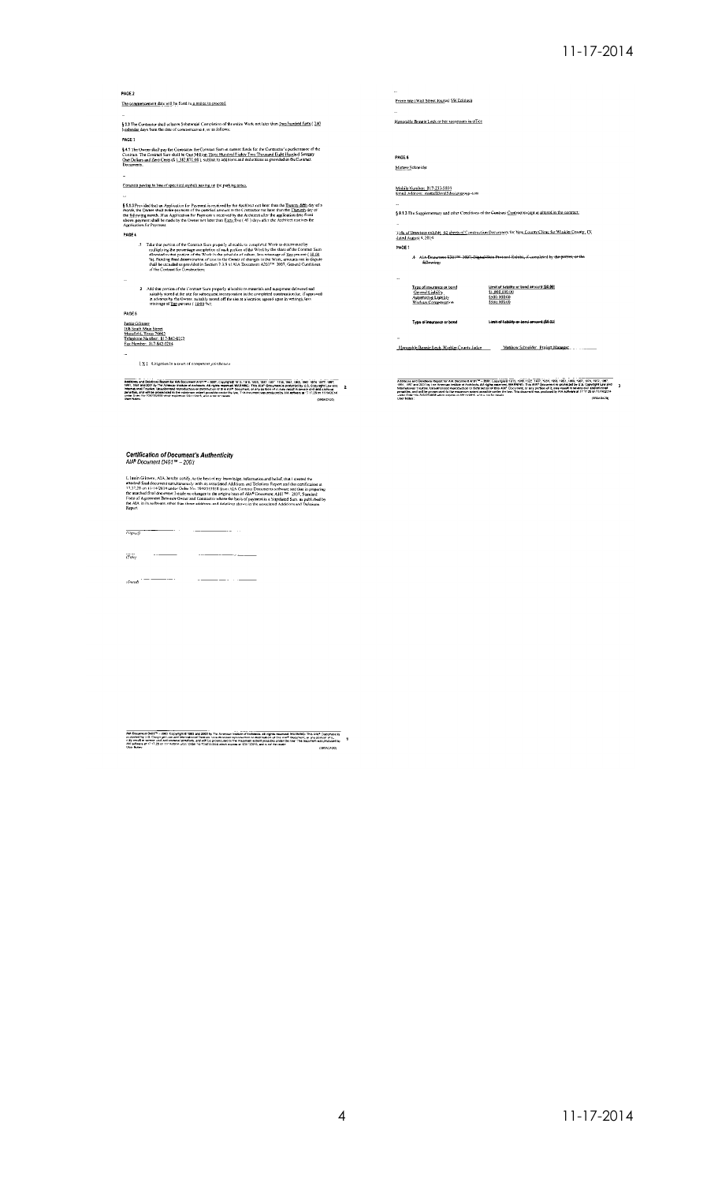**PAGE 2**

The commencement date will be fixed in a notice to proceed.

...

§ 3.3 The Contractor shall achieve Substantial Completion of the entire Work not later than Two hundred forty ( 240 ) calendar days from the date of commencement, or as follows:

**PAGE 3**

§ 4.1 The Owner shall pay the Contractor the Contract Sum in current funds for the Contractor's performance of the Contract. The Contract Sum shall be One Million Three Hundred Eighty Two Thousand Eight Hundred Seventy One Dollars and Zero Cents ($ 1,382,871.00 ), subject to additions and deductions as provided in the Contract Documents.

...

Concrete paving in lieu of specified asphalt paving in the parking areas.

...

§ 5.1.3 Provided that an Application for Payment is received by the Architect not later than the Twenty-fifth day of a month, the Owner shall make payment of the certified amount to the Contractor not later than the Thirtieth day of the following month. If an Application for Payment is received by the Architect after the application date fixed above, payment shall be made by the Owner not later than Forty-five ( 45 ) days after the Architect receives the Application for Payment.

**PAGE 4**

.1 Take that portion of the Contract Sum properly allocable to completed Work as determined by multiplying the percentage completion of each portion of the Work by the share of the Contract Sum allocated to that portion of the Work in the schedule of values, less retainage of ten percent ( 10.00 %). Pending final determination of cost to the Owner of changes in the Work, amounts not in dispute shall be included as provided in Section 7.3.9 of AIA Document A201™–2007, General Conditions of the Contract for Construction;

...

.2 Add that portion of the Contract Sum properly allocable to materials and equipment delivered and suitably stored at the site for subsequent incorporation in the completed construction (or, if approved in advance by the Owner, suitably stored off the site at a location agreed upon in writing), less retainage of ten percent ( 10.00 %);

**PAGE 5**

Jamie Gilmore
108 South Main Street
Mansfield, Texas 76063
Telephone Number: 817-842-0212
Fax Number: 817-842-0214

...

[ X ] Litigation in a court of competent jurisdiction

Front row (Wall Street Journal SW Edition)

...

Honorable Bonnie Leck or her successors in office

**PAGE 6**

Mathew Schneider

...

Mobile Number: 817-233-5935
Email Address: mattschneider@...group.com

...

§ 9.1.3 The Supplementary and other Conditions of the Contract Contract except as altered in the contract.

...

Title of Drawings exhibit: 62 sheets of Construction Documents for New County Clinic for Winkler County, TX dated August 9, 2014

**PAGE 7**

~~.4 AIA Document E201™–2007, Digital Data Protocol Exhibit, if completed by the parties, or the following:~~

...

| Type of insurance or bond | Limit of liability or bond amount ($0.00) |
|---|---|
| General Liability | $1,000,000.00 |
| Automotive Liability | $500,000.00 |
| Workers Compensation | $500,000.00 |

~~Type of insurance or bond — Limit of liability or bond amount ($0.00)~~

...

Honorable Bonnie Leck, Winkler County Judge — Matthew Schneider, Project Manager

## Certification of Document's Authenticity

*AIA® Document D401™ – 2003*

I, Jamie Gilmore, AIA, hereby certify, to the best of my knowledge, information and belief, that I created the attached final document simultaneously with its associated Additions and Deletions Report and this certification at 17:17:28 on 11/14/2014 under Order No. 7696935938 from AIA Contract Documents software and that in preparing the attached final document I made no changes to the original text of AIA® Document A101™ – 2007, Standard Form of Agreement Between Owner and Contractor where the basis of payment is a Stipulated Sum, as published by the AIA in its software, other than those additions and deletions shown in the associated Additions and Deletions Report.

(Signed)

(Title)

(Dated)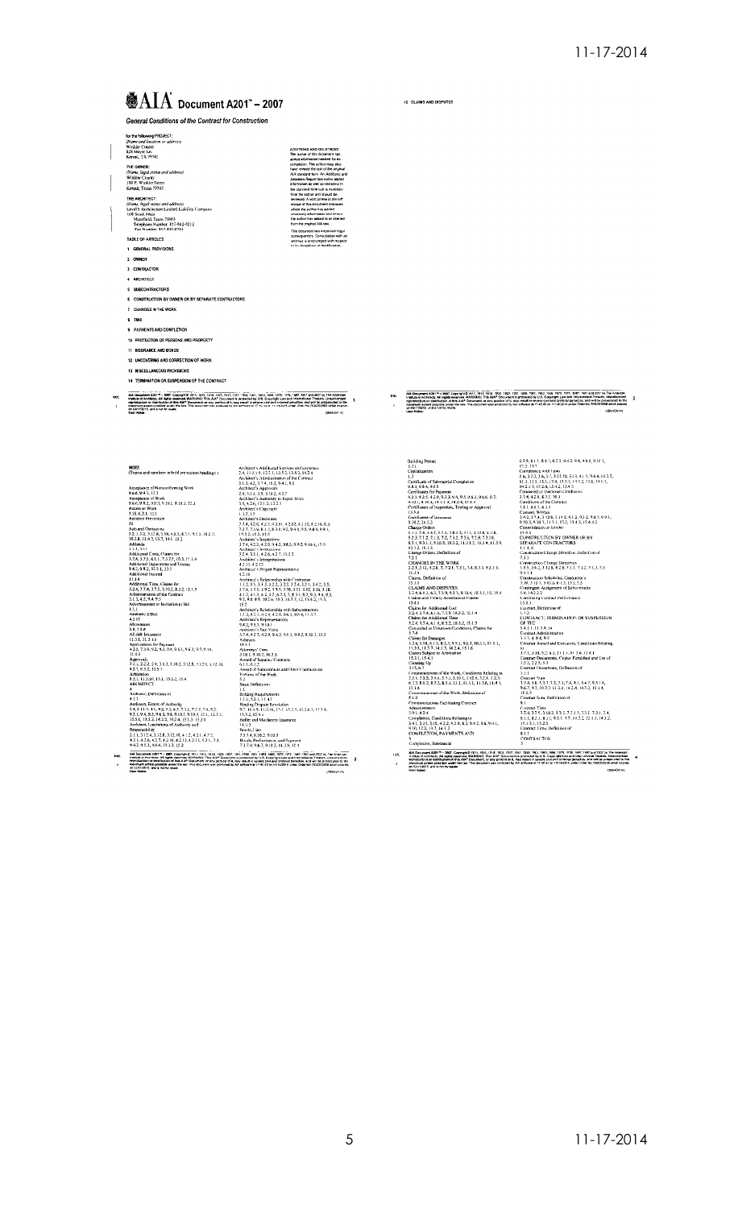# AIA Document A201™ – 2007

## General Conditions of the Contract for Construction

for the following PROJECT:
*(Name and location or address)*
Winkler County
825 Meyer Ln.
Kermit, TX 79745

THE OWNER:
*(Name, legal status and address)*
Winkler County
100 E. Winkler Street
Kermit, Texas 79745

THE ARCHITECT:
*(Name, legal status and address)*
Level 5 Architecture Limited Liability Company
108 South Main
Mansfield, Texas 76063
Telephone Number: 817-842-0212
Fax Number: 817-842-0214

**ADDITIONS AND DELETIONS:**
The author of this document has added information needed for its completion. The author may also have revised the text of the original AIA standard form. An *Additions and Deletions Report* that notes added information as well as revisions to the standard form text is available from the author and should be reviewed. A vertical line in the left margin of this document indicates where the author has added necessary information and where the author has added to or deleted from the original AIA text.

This document has important legal consequences. Consultation with an attorney is encouraged with respect to its completion or modification.

TABLE OF ARTICLES

1 GENERAL PROVISIONS

2 OWNER

3 CONTRACTOR

4 ARCHITECT

5 SUBCONTRACTORS

6 CONSTRUCTION BY OWNER OR BY SEPARATE CONTRACTORS

7 CHANGES IN THE WORK

8 TIME

9 PAYMENTS AND COMPLETION

10 PROTECTION OF PERSONS AND PROPERTY

11 INSURANCE AND BONDS

12 UNCOVERING AND CORRECTION OF WORK

13 MISCELLANEOUS PROVISIONS

14 TERMINATION OR SUSPENSION OF THE CONTRACT

15 CLAIMS AND DISPUTES

**INDEX**
(Topics and numbers in bold are section headings.)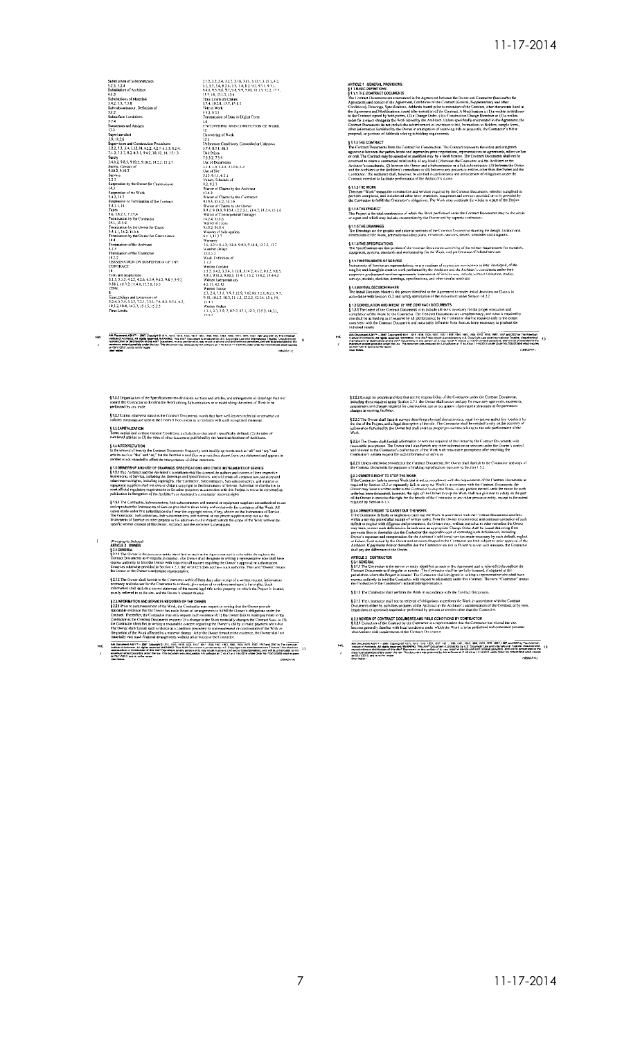Substitution of Subcontractors
5.2.3, 5.2.4
Substitution of Architect
4.1.3
Substitutions of Materials
3.4.2, 3.5, 7.3.8
Sub-subcontractor, Definition of
5.1.2
Subsurface Conditions
3.7.4
Successors and Assigns
13.2
Superintendent
3.9, 10.2.6
Supervision and Construction Procedures
1.2.2, 3.3, 3.4, 3.12.10, 4.2.2, 4.2.7, 6.1.3, 6.2.4, 7.1.3, 7.3.7, 8.2, 8.3.1, 9.4.2, 10, 12, 14, 15.1.3
Surety
5.4.1.2, 9.8.5, 9.10.2, 9.10.3, 14.2.2, 15.2.7
Surety, Consent of
9.10.2, 9.10.3
Surveys
2.2.3
Suspension by the Owner for Convenience
14.3
Suspension of the Work
5.4.2, 14.3
Suspension or Termination of the Contract
5.4.1.1, 14
Taxes
3.6, 3.8.2.1, 7.3.7.4
Termination by the Contractor
14.1, 15.1.6
Termination by the Owner for Cause
5.4.1.1, 14.2, 15.1.6
Termination by the Owner for Convenience
14.4
Termination of the Architect
4.1.3
Termination of the Contractor
14.2.2
TERMINATION OR SUSPENSION OF THE CONTRACT
14
Tests and Inspections
3.1.3, 3.3.3, 4.2.2, 4.2.6, 4.2.9, 9.4.2, 9.8.3, 9.9.2, 9.10.1, 10.3.2, 11.4.1.1, 12.2.1, 13.5
TIME
8
Time, Delays and Extensions of
3.2.4, 3.7.4, 5.2.3, 7.2.1, 7.3.1, 7.4, 8.3, 9.5.1, 9.7, 10.3.2, 10.4, 14.3.2, 15.1.5, 15.2.5
Time Limits
2.1.2, 2.2, 2.4, 3.2.2, 3.10, 3.11, 3.12.5, 3.15.1, 4.2, 5.2, 5.3, 5.4, 6.2.4, 7.3, 7.4, 8.2, 9.2, 9.3.1, 9.3.3, 9.4.1, 9.5, 9.6, 9.7, 9.8, 9.9, 9.10, 11.1.3, 12.2, 13.5, 13.7, 14, 15.1.2, 15.4
Time Limits on Claims
3.7.4, 10.2.8, 13.7, 15.1.2
Title to Work
9.3.2, 9.3.3
Transmission of Data in Digital Form
1.6
UNCOVERING AND CORRECTION OF WORK
12
Uncovering of Work
12.1
Unforeseen Conditions, Concealed or Unknown
3.7.4, 8.3.1, 10.3
Unit Prices
7.3.3.2, 7.3.4
Use of Documents
1.1.1, 1.5, 2.2.5, 3.12.6, 5.3
Use of Site
3.13, 6.1.1, 6.2.1
Values, Schedule of
9.2, 9.3.1
Waiver of Claims by the Architect
13.4.2
Waiver of Claims by the Contractor
9.10.5, 13.4.2, 15.1.6
Waiver of Claims by the Owner
9.9.3, 9.10.3, 9.10.4, 12.2.2.1, 13.4.2, 14.2.4, 15.1.6
Waiver of Consequential Damages
14.2.4, 15.1.6
Waiver of Liens
9.10.2, 9.10.4
Waivers of Subrogation
6.1.1, 11.3.7
Warranty
3.5, 4.2.9, 9.3.3, 9.8.4, 9.9.1, 9.10.4, 12.2.2, 13.7
Weather Delays
15.1.5.2
Work, Definition of
1.1.3
Written Consent
1.5.2, 3.4.2, 3.7.4, 3.12.8, 3.14.2, 4.1.2, 9.3.2, 9.8.5, 9.9.1, 9.10.2, 9.10.3, 11.4.1, 13.2, 13.4.2, 15.4.4.2
Written Interpretations
4.2.11, 4.2.12
Written Notice
2.3, 2.4, 3.3.1, 3.9, 3.12.9, 3.12.10, 5.2.1, 8.2.2, 9.7, 9.10, 10.2.2, 10.3, 11.1.3, 12.2.2, 12.2.4, 13.3, 14, 15.4.1
Written Orders
1.1.1, 2.3, 3.9, 7, 8.2.2, 12.1, 12.2, 13.5.2, 14.3.1, 15.1.2

# ARTICLE 1 GENERAL PROVISIONS

## § 1.1 BASIC DEFINITIONS

### § 1.1.1 THE CONTRACT DOCUMENTS

The Contract Documents are enumerated in the Agreement between the Owner and Contractor (hereinafter the Agreement) and consist of the Agreement, Conditions of the Contract (General, Supplementary and other Conditions), Drawings, Specifications, Addenda issued prior to execution of the Contract, other documents listed in the Agreement and Modifications issued after execution of the Contract. A Modification is (1) a written amendment to the Contract signed by both parties, (2) a Change Order, (3) a Construction Change Directive or (4) a written order for a minor change in the Work issued by the Architect. Unless specifically enumerated in the Agreement, the Contract Documents do not include the advertisement or invitation to bid, Instructions to Bidders, sample forms, other information furnished by the Owner in anticipation of receiving bids or proposals, or portions of Addenda relating to bidding requirements.

### § 1.1.2 THE CONTRACT

The Contract Documents form the Contract for Construction. The Contract represents the entire and integrated agreement between the parties hereto and supersedes prior negotiations, representations or agreements, either written or oral. The Contract may be amended or modified only by a Modification. The Contract Documents shall not be construed to create a contractual relationship of any kind (1) between the Contractor and the Architect or the Architect's consultants, (2) between the Owner and a Subcontractor or a Sub-subcontractor, (3) between the Owner and the Architect or the Architect's consultants or (4) between any persons or entities other than the Owner and the Contractor. The Architect shall, however, be entitled to performance and enforcement of obligations under the Contract intended to facilitate performance of the Architect's duties.

### § 1.1.3 THE WORK

The term "Work" means the construction and services required by the Contract Documents, whether completed or partially completed, and includes all other labor, materials, equipment and services provided or to be provided by the Contractor to fulfill the Contractor's obligations. The Work may constitute the whole or a part of the Project.

### § 1.1.4 THE PROJECT

The Project is the total construction of which the Work performed under the Contract Documents may be the whole or a part and which may include construction by the Owner and by separate contractors.

### § 1.1.5 THE DRAWINGS

The Drawings are the graphic and pictorial portions of the Contract Documents showing the design, location and dimensions of the Work, generally including plans, elevations, sections, details, schedules and diagrams.

### § 1.1.6 THE SPECIFICATIONS

The Specifications are that portion of the Contract Documents consisting of the written requirements for materials, equipment, systems, standards and workmanship for the Work, and performance of related services.

### § 1.1.7 INSTRUMENTS OF SERVICE

Instruments of Service are representations, in any medium of expression now known or later developed, of the tangible and intangible creative work performed by the Architect and the Architect's consultants under their respective professional services agreements. Instruments of Service may include, without limitation, studies, surveys, models, sketches, drawings, specifications, and other similar materials.

### § 1.1.8 INITIAL DECISION MAKER

The Initial Decision Maker is the person identified in the Agreement to render initial decisions on Claims in accordance with Section 15.2 and certify termination of the Agreement under Section 14.2.2.

## § 1.2 CORRELATION AND INTENT OF THE CONTRACT DOCUMENTS

§ 1.2.1 The intent of the Contract Documents is to include all items necessary for the proper execution and completion of the Work by the Contractor. The Contract Documents are complementary, and what is required by one shall be as binding as if required by all; performance by the Contractor shall be required only to the extent consistent with the Contract Documents and reasonably inferable from them as being necessary to produce the indicated results.

§ 1.2.2 Organization of the Specifications into divisions, sections and articles, and arrangement of Drawings shall not control the Contractor in dividing the Work among Subcontractors or in establishing the extent of Work to be performed by any trade.

§ 1.2.3 Unless otherwise stated in the Contract Documents, words that have well-known technical or construction industry meanings are used in the Contract Documents in accordance with such recognized meanings.

## § 1.3 CAPITALIZATION

Terms capitalized in these General Conditions include those that are (1) specifically defined, (2) the titles of numbered articles or (3) the titles of other documents published by the American Institute of Architects.

## § 1.4 INTERPRETATION

In the interest of brevity the Contract Documents frequently omit modifying words such as "all" and "any" and articles such as "the" and "an," but the fact that a modifier or an article is absent from one statement and appears in another is not intended to affect the interpretation of either statement.

## § 1.5 OWNERSHIP AND USE OF DRAWINGS, SPECIFICATIONS AND OTHER INSTRUMENTS OF SERVICE

§ 1.5.1 The Architect and the Architect's consultants shall be deemed the authors and owners of their respective Instruments of Service, including the Drawings and Specifications, and will retain all common law, statutory and other reserved rights, including copyrights. The Contractor, Subcontractors, Sub-subcontractors, and material or equipment suppliers shall not own or claim a copyright in the Instruments of Service. Submittal or distribution to meet official regulatory requirements or for other purposes in connection with this Project is not to be construed as publication in derogation of the Architect's or Architect's consultants' reserved rights.

§ 1.5.2 The Contractor, Subcontractors, Sub-subcontractors and material or equipment suppliers are authorized to use and reproduce the Instruments of Service provided to them solely and exclusively for execution of the Work. All copies made under this authorization shall bear the copyright notice, if any, shown on the Instruments of Service. The Contractor, Subcontractors, Sub-subcontractors, and material or equipment suppliers may not use the Instruments of Service on other projects or for additions to this Project outside the scope of the Work without the specific written consent of the Owner, Architect and the Architect's consultants.

(Paragraphs Deleted)

# ARTICLE 2 OWNER

## § 2.1 GENERAL

§ 2.1.1 The Owner is the person or entity identified as such in the Agreement and is referred to throughout the Contract Documents as if singular in number. The Owner shall designate in writing a representative who shall have express authority to bind the Owner with respect to all matters requiring the Owner's approval or authorization. Except as otherwise provided in Section 4.2.1, the Architect does not have such authority. The term "Owner" means the Owner or the Owner's authorized representative.

§ 2.1.2 The Owner shall furnish to the Contractor within fifteen days after receipt of a written request, information necessary and relevant for the Contractor to evaluate, give notice of or enforce mechanic's lien rights. Such information shall include a correct statement of the record legal title to the property on which the Project is located, usually referred to as the site, and the Owner's interest therein.

## § 2.2 INFORMATION AND SERVICES REQUIRED OF THE OWNER

§ 2.2.1 Prior to commencement of the Work, the Contractor may request in writing that the Owner provide reasonable evidence that the Owner has made financial arrangements to fulfill the Owner's obligations under the Contract. Thereafter, the Contractor may only request such evidence if (1) the Owner fails to make payments to the Contractor as the Contract Documents require; (2) a change in the Work materially changes the Contract Sum; or (3) the Contractor identifies in writing a reasonable concern regarding the Owner's ability to make payment when due. The Owner shall furnish such evidence as a condition precedent to commencement or continuation of the Work or the portion of the Work affected by a material change. After the Owner furnishes the evidence, the Owner shall not materially vary such financial arrangements without prior notice to the Contractor.

§ 2.2.2 Except for permits and fees that are the responsibility of the Contractor under the Contract Documents, including those required under Section 3.7.1, the Owner shall secure and pay for necessary approvals, easements, assessments and charges required for construction, use or occupancy of permanent structures or for permanent changes in existing facilities.

§ 2.2.3 The Owner shall furnish surveys describing physical characteristics, legal limitations and utility locations for the site of the Project, and a legal description of the site. The Contractor shall be entitled to rely on the accuracy of information furnished by the Owner but shall exercise proper precautions relating to the safe performance of the Work.

§ 2.2.4 The Owner shall furnish information or services required of the Owner by the Contract Documents with reasonable promptness. The Owner shall also furnish any other information or services under the Owner's control and relevant to the Contractor's performance of the Work with reasonable promptness after receiving the Contractor's written request for such information or services.

§ 2.2.5 Unless otherwise provided in the Contract Documents, the Owner shall furnish to the Contractor one copy of the Contract Documents for purposes of making reproductions pursuant to Section 1.5.2.

## § 2.3 OWNER'S RIGHT TO STOP THE WORK

If the Contractor fails to correct Work that is not in accordance with the requirements of the Contract Documents as required by Section 12.2 or repeatedly fails to carry out Work in accordance with the Contract Documents, the Owner may issue a written order to the Contractor to stop the Work, or any portion thereof, until the cause for such order has been eliminated; however, the right of the Owner to stop the Work shall not give rise to a duty on the part of the Owner to exercise this right for the benefit of the Contractor or any other person or entity, except to the extent required by Section 6.1.3.

## § 2.4 OWNER'S RIGHT TO CARRY OUT THE WORK

If the Contractor defaults or neglects to carry out the Work in accordance with the Contract Documents and fails within a ten-day period after receipt of written notice from the Owner to commence and continue correction of such default or neglect with diligence and promptness, the Owner may, without prejudice to other remedies the Owner may have, correct such deficiencies. In such case an appropriate Change Order shall be issued deducting from payments then or thereafter due the Contractor the reasonable cost of correcting such deficiencies, including Owner's expenses and compensation for the Architect's additional services made necessary by such default, neglect or failure. Such action by the Owner and amounts charged to the Contractor are both subject to prior approval of the Architect. If payments then or thereafter due the Contractor are not sufficient to cover such amounts, the Contractor shall pay the difference to the Owner.

# ARTICLE 3 CONTRACTOR

## § 3.1 GENERAL

§ 3.1.1 The Contractor is the person or entity identified as such in the Agreement and is referred to throughout the Contract Documents as if singular in number. The Contractor shall be lawfully licensed, if required in the jurisdiction where the Project is located. The Contractor shall designate in writing a representative who shall have express authority to bind the Contractor with respect to all matters under this Contract. The term "Contractor" means the Contractor or the Contractor's authorized representative.

§ 3.1.2 The Contractor shall perform the Work in accordance with the Contract Documents.

§ 3.1.3 The Contractor shall not be relieved of obligations to perform the Work in accordance with the Contract Documents either by activities or duties of the Architect in the Architect's administration of the Contract, or by tests, inspections or approvals required or performed by persons or entities other than the Contractor.

## § 3.2 REVIEW OF CONTRACT DOCUMENTS AND FIELD CONDITIONS BY CONTRACTOR

§ 3.2.1 Execution of the Contract by the Contractor is a representation that the Contractor has visited the site, become generally familiar with local conditions under which the Work is to be performed and correlated personal observations with requirements of the Contract Documents.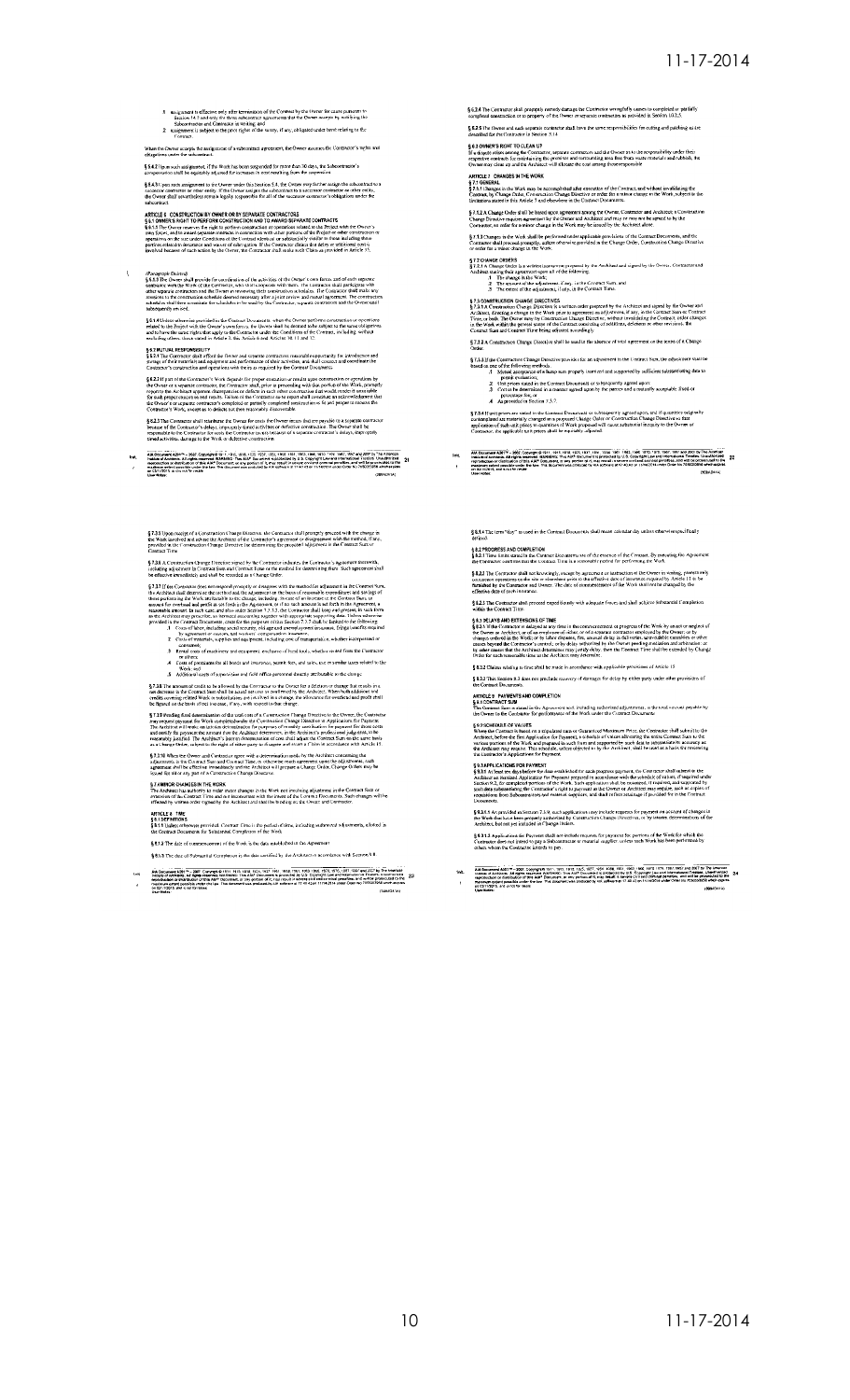.1 assignment is effective only after termination of the Contract by the Owner for cause pursuant to Section 14.2.2 and only for those subcontract agreements that the Owner accepts by notifying the Subcontractor and Contractor in writing; and
.2 assignment is subject to the prior rights of the surety, if any, obligated under bond relating to the Contract.

When the Owner accepts the assignment of a subcontract agreement, the Owner assumes the Contractor's rights and obligations under the subcontract.

§ 5.4.2 Upon such assignment, if the Work has been suspended for more than 30 days, the Subcontractor's compensation shall be equitably adjusted for increases in cost resulting from the suspension.

§ 5.4.3 Upon such assignment to the Owner under this Section 5.4, the Owner may further assign the subcontract to a successor contractor or other entity. If the Owner assigns the subcontract to a successor contractor or other entity, the Owner shall nevertheless remain legally responsible for all of the successor contractor's obligations under the subcontract.

## ARTICLE 6 CONSTRUCTION BY OWNER OR BY SEPARATE CONTRACTORS

### § 6.1 OWNER'S RIGHT TO PERFORM CONSTRUCTION AND TO AWARD SEPARATE CONTRACTS

§ 6.1.1 The Owner reserves the right to perform construction or operations related to the Project with the Owner's own forces, and to award separate contracts in connection with other portions of the Project or other construction or operations on the site under Conditions of the Contract identical or substantially similar to these including those portions related to insurance and waiver of subrogation. If the Contractor claims that delay or additional cost is involved because of such action by the Owner, the Contractor shall make such Claim as provided in Article 15.

*(Paragraph Deleted)*

§ 6.1.3 The Owner shall provide for coordination of the activities of the Owner's own forces and of each separate contractor with the Work of the Contractor, who shall cooperate with them. The Contractor shall participate with other separate contractors and the Owner in reviewing their construction schedules. The Contractor shall make any revisions to the construction schedule deemed necessary after a joint review and mutual agreement. The construction schedules shall then constitute the schedules to be used by the Contractor, separate contractors and the Owner until subsequently revised.

§ 6.1.4 Unless otherwise provided in the Contract Documents, when the Owner performs construction or operations related to the Project with the Owner's own forces, the Owner shall be deemed to be subject to the same obligations and to have the same rights that apply to the Contractor under the Conditions of the Contract, including, without excluding others, those stated in Article 3, this Article 6 and Articles 10, 11 and 12.

### § 6.2 MUTUAL RESPONSIBILITY

§ 6.2.1 The Contractor shall afford the Owner and separate contractors reasonable opportunity for introduction and storage of their materials and equipment and performance of their activities, and shall connect and coordinate the Contractor's construction and operations with theirs as required by the Contract Documents.

§ 6.2.2 If part of the Contractor's Work depends for proper execution or results upon construction or operations by the Owner or a separate contractor, the Contractor shall, prior to proceeding with that portion of the Work, promptly report to the Architect apparent discrepancies or defects in such other construction that would render it unsuitable for such proper execution and results. Failure of the Contractor so to report shall constitute an acknowledgment that the Owner's or separate contractor's completed or partially completed construction is fit and proper to receive the Contractor's Work, except as to defects not then reasonably discoverable.

§ 6.2.3 The Contractor shall reimburse the Owner for costs the Owner incurs that are payable to a separate contractor because of the Contractor's delays, improperly timed activities or defective construction. The Owner shall be responsible to the Contractor for costs the Contractor incurs because of a separate contractor's delays, improperly timed activities, damage to the Work or defective construction.

§ 6.2.4 The Contractor shall promptly remedy damage the Contractor wrongfully causes to completed or partially completed construction or to property of the Owner or separate contractors as provided in Section 10.2.5.

§ 6.2.5 The Owner and each separate contractor shall have the same responsibilities for cutting and patching as are described for the Contractor in Section 3.14.

### § 6.3 OWNER'S RIGHT TO CLEAN UP

If a dispute arises among the Contractor, separate contractors and the Owner as to the responsibility under their respective contracts for maintaining the premises and surrounding area free from waste materials and rubbish, the Owner may clean up and the Architect will allocate the cost among those responsible.

## ARTICLE 7 CHANGES IN THE WORK

### § 7.1 GENERAL

§ 7.1.1 Changes in the Work may be accomplished after execution of the Contract, and without invalidating the Contract, by Change Order, Construction Change Directive or order for a minor change in the Work, subject to the limitations stated in this Article 7 and elsewhere in the Contract Documents.

§ 7.1.2 A Change Order shall be based upon agreement among the Owner, Contractor and Architect; a Construction Change Directive requires agreement by the Owner and Architect and may or may not be agreed to by the Contractor; an order for a minor change in the Work may be issued by the Architect alone.

§ 7.1.3 Changes in the Work shall be performed under applicable provisions of the Contract Documents, and the Contractor shall proceed promptly, unless otherwise provided in the Change Order, Construction Change Directive or order for a minor change in the Work.

### § 7.2 CHANGE ORDERS

§ 7.2.1 A Change Order is a written instrument prepared by the Architect and signed by the Owner, Contractor and Architect stating their agreement upon all of the following:

.1 The change in the Work;
.2 The amount of the adjustment, if any, in the Contract Sum; and
.3 The extent of the adjustment, if any, in the Contract Time.

### § 7.3 CONSTRUCTION CHANGE DIRECTIVES

§ 7.3.1 A Construction Change Directive is a written order prepared by the Architect and signed by the Owner and Architect, directing a change in the Work prior to agreement on adjustment, if any, in the Contract Sum or Contract Time, or both. The Owner may by Construction Change Directive, without invalidating the Contract, order changes in the Work within the general scope of the Contract consisting of additions, deletions or other revisions, the Contract Sum and Contract Time being adjusted accordingly.

§ 7.3.2 A Construction Change Directive shall be used in the absence of total agreement on the terms of a Change Order.

§ 7.3.3 If the Construction Change Directive provides for an adjustment to the Contract Sum, the adjustment shall be based on one of the following methods:

.1 Mutual acceptance of a lump sum properly itemized and supported by sufficient substantiating data to permit evaluation;
.2 Unit prices stated in the Contract Documents or subsequently agreed upon;
.3 Cost to be determined in a manner agreed upon by the parties and a mutually acceptable fixed or percentage fee; or
.4 As provided in Section 7.3.7.

§ 7.3.4 If unit prices are stated in the Contract Documents or subsequently agreed upon, and if quantities originally contemplated are materially changed in a proposed Change Order or Construction Change Directive so that application of such unit prices to quantities of Work proposed will cause substantial inequity to the Owner or Contractor, the applicable unit prices shall be equitably adjusted.

§ 7.3.5 Upon receipt of a Construction Change Directive, the Contractor shall promptly proceed with the change in the Work involved and advise the Architect of the Contractor's agreement or disagreement with the method, if any, provided in the Construction Change Directive for determining the proposed adjustment in the Contract Sum or Contract Time.

§ 7.3.6 A Construction Change Directive signed by the Contractor indicates the Contractor's agreement therewith, including adjustment in Contract Sum and Contract Time or the method for determining them. Such agreement shall be effective immediately and shall be recorded as a Change Order.

§ 7.3.7 If the Contractor does not respond promptly or disagrees with the method for adjustment in the Contract Sum, the Architect shall determine the method and the adjustment on the basis of reasonable expenditures and savings of those performing the Work attributable to the change, including, in case of an increase in the Contract Sum, an amount for overhead and profit as set forth in the Agreement, or if no such amount is set forth in the Agreement, a reasonable amount. In such case, and also under Section 7.3.3.3, the Contractor shall keep and present, in such form as the Architect may prescribe, an itemized accounting together with appropriate supporting data. Unless otherwise provided in the Contract Documents, costs for the purposes of this Section 7.3.7 shall be limited to the following:

.1 Costs of labor, including social security, old age and unemployment insurance, fringe benefits required by agreement or custom, and workers' compensation insurance;
.2 Costs of materials, supplies and equipment, including cost of transportation, whether incorporated or consumed;
.3 Rental costs of machinery and equipment, exclusive of hand tools, whether rented from the Contractor or others;
.4 Costs of premiums for all bonds and insurance, permit fees, and sales, use or similar taxes related to the Work; and
.5 Additional costs of supervision and field office personnel directly attributable to the change.

§ 7.3.8 The amount of credit to be allowed by the Contractor to the Owner for a deletion or change that results in a net decrease in the Contract Sum shall be actual net cost as confirmed by the Architect. When both additions and credits covering related Work or substitutions are involved in a change, the allowance for overhead and profit shall be figured on the basis of net increase, if any, with respect to that change.

§ 7.3.9 Pending final determination of the total cost of a Construction Change Directive to the Owner, the Contractor may request payment for Work completed under the Construction Change Directive in Applications for Payment. The Architect will make an interim determination for purposes of monthly certification for payment for those costs and certify for payment the amount that the Architect determines, in the Architect's professional judgment, to be reasonably justified. The Architect's interim determination of cost shall adjust the Contract Sum on the same basis as a Change Order, subject to the right of either party to disagree and assert a Claim in accordance with Article 15.

§ 7.3.10 When the Owner and Contractor agree with a determination made by the Architect concerning the adjustments in the Contract Sum and Contract Time, or otherwise reach agreement upon the adjustments, such agreement shall be effective immediately and the Architect will prepare a Change Order. Change Orders may be issued for all or any part of a Construction Change Directive.

### § 7.4 MINOR CHANGES IN THE WORK

The Architect has authority to order minor changes in the Work not involving adjustment in the Contract Sum or extension of the Contract Time and not inconsistent with the intent of the Contract Documents. Such changes will be effected by written order signed by the Architect and shall be binding on the Owner and Contractor.

## ARTICLE 8 TIME

### § 8.1 DEFINITIONS

§ 8.1.1 Unless otherwise provided, Contract Time is the period of time, including authorized adjustments, allotted in the Contract Documents for Substantial Completion of the Work.

§ 8.1.2 The date of commencement of the Work is the date established in the Agreement.

§ 8.1.3 The date of Substantial Completion is the date certified by the Architect in accordance with Section 9.8.

§ 8.1.4 The term "day" as used in the Contract Documents shall mean calendar day unless otherwise specifically defined.

### § 8.2 PROGRESS AND COMPLETION

§ 8.2.1 Time limits stated in the Contract Documents are of the essence of the Contract. By executing the Agreement the Contractor confirms that the Contract Time is a reasonable period for performing the Work.

§ 8.2.2 The Contractor shall not knowingly, except by agreement or instruction of the Owner in writing, prematurely commence operations on the site or elsewhere prior to the effective date of insurance required by Article 11 to be furnished by the Contractor and Owner. The date of commencement of the Work shall not be changed by the effective date of such insurance.

§ 8.2.3 The Contractor shall proceed expeditiously with adequate forces and shall achieve Substantial Completion within the Contract Time.

### § 8.3 DELAYS AND EXTENSIONS OF TIME

§ 8.3.1 If the Contractor is delayed at any time in the commencement or progress of the Work by an act or neglect of the Owner or Architect, or of an employee of either, or of a separate contractor employed by the Owner; or by changes ordered in the Work; or by labor disputes, fire, unusual delay in deliveries, unavoidable casualties or other causes beyond the Contractor's control; or by delay authorized by the Owner pending mediation and arbitration; or by other causes that the Architect determines may justify delay, then the Contract Time shall be extended by Change Order for such reasonable time as the Architect may determine.

§ 8.3.2 Claims relating to time shall be made in accordance with applicable provisions of Article 15.

§ 8.3.3 This Section 8.3 does not preclude recovery of damages for delay by either party under other provisions of the Contract Documents.

## ARTICLE 9 PAYMENTS AND COMPLETION

### § 9.1 CONTRACT SUM

The Contract Sum is stated in the Agreement and, including authorized adjustments, is the total amount payable by the Owner to the Contractor for performance of the Work under the Contract Documents.

### § 9.2 SCHEDULE OF VALUES

Where the Contract is based on a stipulated sum or Guaranteed Maximum Price, the Contractor shall submit to the Architect, before the first Application for Payment, a schedule of values allocating the entire Contract Sum to the various portions of the Work and prepared in such form and supported by such data to substantiate its accuracy as the Architect may require. This schedule, unless objected to by the Architect, shall be used as a basis for reviewing the Contractor's Applications for Payment.

### § 9.3 APPLICATIONS FOR PAYMENT

§ 9.3.1 At least ten days before the date established for each progress payment, the Contractor shall submit to the Architect an itemized Application for Payment prepared in accordance with the schedule of values, if required under Section 9.2, for completed portions of the Work. Such application shall be notarized, if required, and supported by such data substantiating the Contractor's right to payment as the Owner or Architect may require, such as copies of requisitions from Subcontractors and material suppliers, and shall reflect retainage if provided for in the Contract Documents.

§ 9.3.1.1 As provided in Section 7.3.9, such applications may include requests for payment on account of changes in the Work that have been properly authorized by Construction Change Directives, or by interim determinations of the Architect, but not yet included in Change Orders.

§ 9.3.1.2 Applications for Payment shall not include requests for payment for portions of the Work for which the Contractor does not intend to pay a Subcontractor or material supplier, unless such Work has been performed by others whom the Contractor intends to pay.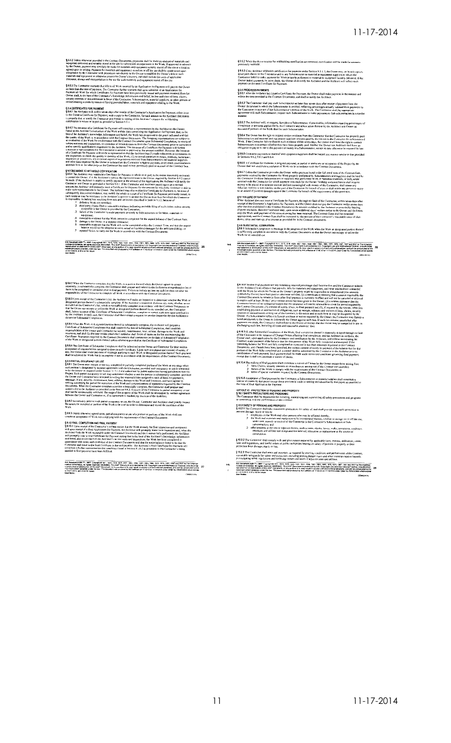§ 9.4 CERTIFICATES FOR PAYMENT

§ 9.5 DECISIONS TO WITHHOLD CERTIFICATION

§ 9.6 PROGRESS PAYMENTS

§ 9.7 FAILURE OF PAYMENT

§ 9.8 SUBSTANTIAL COMPLETION

§ 9.9 PARTIAL OCCUPANCY OR USE

§ 9.10 FINAL COMPLETION AND FINAL PAYMENT

ARTICLE 10 PROTECTION OF PERSONS AND PROPERTY

§ 10.1 SAFETY PRECAUTIONS AND PROGRAMS

§ 10.2 SAFETY OF PERSONS AND PROPERTY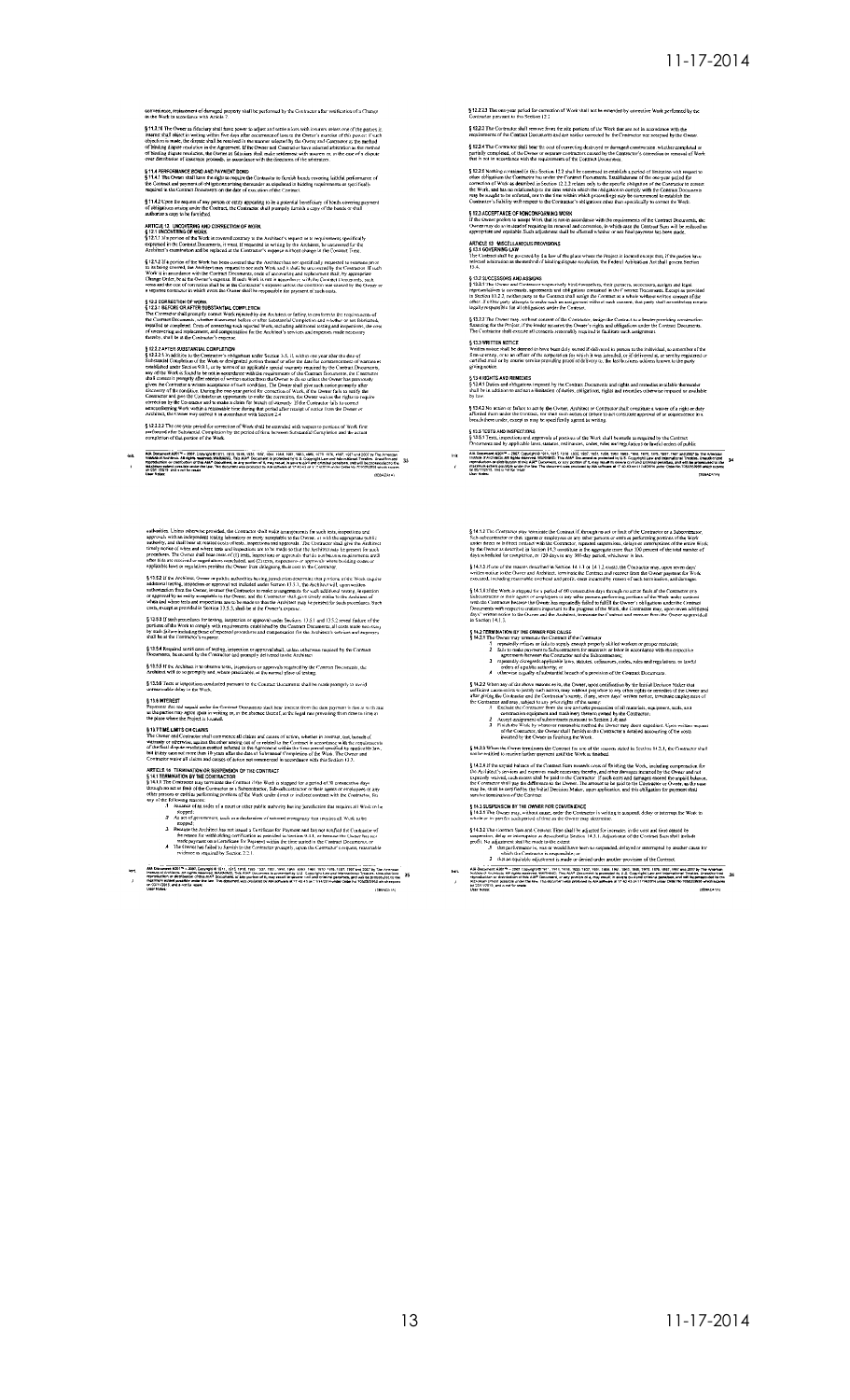and removal, replacement of damaged property shall be performed by the Contractor after notification of a Change in the Work in accordance with Article 7.

§ 11.3.10 The Owner as fiduciary shall have power to adjust and settle a loss with insurers unless one of the parties in interest shall object in writing within five days after occurrence of loss to the Owner's exercise of this power; if such objection is made, the dispute shall be resolved in the manner selected by the Owner and Contractor as the method of binding dispute resolution in the Agreement. If the Owner and Contractor have selected arbitration as the method of binding dispute resolution, the Owner as fiduciary shall make settlement with insurers or, in the case of a dispute over distribution of insurance proceeds, in accordance with the directions of the arbitrators.

**§ 11.4 PERFORMANCE BOND AND PAYMENT BOND**

§ 11.4.1 The Owner shall have the right to require the Contractor to furnish bonds covering faithful performance of the Contract and payment of obligations arising thereunder as stipulated in bidding requirements or specifically required in the Contract Documents on the date of execution of the Contract.

§ 11.4.2 Upon the request of any person or entity appearing to be a potential beneficiary of bonds covering payment of obligations arising under the Contract, the Contractor shall promptly furnish a copy of the bonds or shall authorize a copy to be furnished.

## ARTICLE 12 UNCOVERING AND CORRECTION OF WORK

**§ 12.1 UNCOVERING OF WORK**

§ 12.1.1 If a portion of the Work is covered contrary to the Architect's request or to requirements specifically expressed in the Contract Documents, it must, if requested in writing by the Architect, be uncovered for the Architect's examination and be replaced at the Contractor's expense without change in the Contract Time.

§ 12.1.2 If a portion of the Work has been covered that the Architect has not specifically requested to examine prior to its being covered, the Architect may request to see such Work and it shall be uncovered by the Contractor. If such Work is in accordance with the Contract Documents, costs of uncovering and replacement shall, by appropriate Change Order, be at the Owner's expense. If such Work is not in accordance with the Contract Documents, such costs and the cost of correction shall be at the Contractor's expense unless the condition was caused by the Owner or a separate contractor in which event the Owner shall be responsible for payment of such costs.

**§ 12.2 CORRECTION OF WORK**

**§ 12.2.1 BEFORE OR AFTER SUBSTANTIAL COMPLETION**

The Contractor shall promptly correct Work rejected by the Architect or failing to conform to the requirements of the Contract Documents, whether discovered before or after Substantial Completion and whether or not fabricated, installed or completed. Costs of correcting such rejected Work, including additional testing and inspections, the cost of uncovering and replacement, and compensation for the Architect's services and expenses made necessary thereby, shall be at the Contractor's expense.

**§ 12.2.2 AFTER SUBSTANTIAL COMPLETION**

§ 12.2.2.1 In addition to the Contractor's obligations under Section 3.5, if, within one year after the date of Substantial Completion of the Work or designated portion thereof or after the date for commencement of warranties established under Section 9.9.1, or by terms of an applicable special warranty required by the Contract Documents, any of the Work is found to be not in accordance with the requirements of the Contract Documents, the Contractor shall correct it promptly after receipt of written notice from the Owner to do so unless the Owner has previously given the Contractor a written acceptance of such condition. The Owner shall give such notice promptly after discovery of the condition. During the one-year period for correction of Work, if the Owner fails to notify the Contractor and give the Contractor an opportunity to make the correction, the Owner waives the rights to require correction by the Contractor and to make a claim for breach of warranty. If the Contractor fails to correct nonconforming Work within a reasonable time during that period after receipt of notice from the Owner or Architect, the Owner may correct it in accordance with Section 2.4.

§ 12.2.2.2 The one-year period for correction of Work shall be extended with respect to portions of Work first performed after Substantial Completion by the period of time between Substantial Completion and the actual completion of that portion of the Work.

§ 12.2.2.3 The one-year period for correction of Work shall not be extended by corrective Work performed by the Contractor pursuant to this Section 12.2.

§ 12.2.3 The Contractor shall remove from the site portions of the Work that are not in accordance with the requirements of the Contract Documents and are neither corrected by the Contractor nor accepted by the Owner.

§ 12.2.4 The Contractor shall bear the cost of correcting destroyed or damaged construction, whether completed or partially completed, of the Owner or separate contractors caused by the Contractor's correction or removal of Work that is not in accordance with the requirements of the Contract Documents.

§ 12.2.5 Nothing contained in this Section 12.2 shall be construed to establish a period of limitation with respect to other obligations the Contractor has under the Contract Documents. Establishment of the one-year period for correction of Work as described in Section 12.2.2 relates only to the specific obligation of the Contractor to correct the Work, and has no relationship to the time within which the obligation to comply with the Contract Documents may be sought to be enforced, nor to the time within which proceedings may be commenced to establish the Contractor's liability with respect to the Contractor's obligations other than specifically to correct the Work.

**§ 12.3 ACCEPTANCE OF NONCONFORMING WORK**

If the Owner prefers to accept Work that is not in accordance with the requirements of the Contract Documents, the Owner may do so instead of requiring its removal and correction, in which case the Contract Sum will be reduced as appropriate and equitable. Such adjustment shall be effected whether or not final payment has been made.

## ARTICLE 13 MISCELLANEOUS PROVISIONS

**§ 13.1 GOVERNING LAW**

The Contract shall be governed by the law of the place where the Project is located except that, if the parties have selected arbitration as the method of binding dispute resolution, the Federal Arbitration Act shall govern Section 15.4.

**§ 13.2 SUCCESSORS AND ASSIGNS**

§ 13.2.1 The Owner and Contractor respectively bind themselves, their partners, successors, assigns and legal representatives to covenants, agreements and obligations contained in the Contract Documents. Except as provided in Section 13.2.2, neither party to the Contract shall assign the Contract as a whole without written consent of the other. If either party attempts to make such an assignment without such consent, that party shall nevertheless remain legally responsible for all obligations under the Contract.

§ 13.2.2 The Owner may, without consent of the Contractor, assign the Contract to a lender providing construction financing for the Project, if the lender assumes the Owner's rights and obligations under the Contract Documents. The Contractor shall execute all consents reasonably required to facilitate such assignment.

**§ 13.3 WRITTEN NOTICE**

Written notice shall be deemed to have been duly served if delivered in person to the individual, to a member of the firm or entity, or to an officer of the corporation for which it was intended; or if delivered at, or sent by registered or certified mail or by courier service providing proof of delivery to, the last business address known to the party giving notice.

**§ 13.4 RIGHTS AND REMEDIES**

§ 13.4.1 Duties and obligations imposed by the Contract Documents and rights and remedies available thereunder shall be in addition to and not a limitation of duties, obligations, rights and remedies otherwise imposed or available by law.

§ 13.4.2 No action or failure to act by the Owner, Architect or Contractor shall constitute a waiver of a right or duty afforded them under the Contract, nor shall such action or failure to act constitute approval of or acquiescence in a breach thereunder, except as may be specifically agreed upon in writing.

**§ 13.5 TESTS AND INSPECTIONS**

§ 13.5.1 Tests, inspections and approvals of portions of the Work shall be made as required by the Contract Documents and by applicable laws, statutes, ordinances, codes, rules and regulations or lawful orders of public authorities. Unless otherwise provided, the Contractor shall make arrangements for such tests, inspections and approvals with an independent testing laboratory or entity acceptable to the Owner, or with the appropriate public authority, and shall bear all related costs of tests, inspections and approvals. The Contractor shall give the Architect timely notice of when and where tests and inspections are to be made so that the Architect may be present for such procedures. The Owner shall bear costs of (1) tests, inspections or approvals that do not become requirements until after bids are received or negotiations concluded, and (2) tests, inspections or approvals where building codes or applicable laws or regulations prohibit the Owner from delegating their cost to the Contractor.

§ 13.5.2 If the Architect, Owner or public authorities having jurisdiction determine that portions of the Work require additional testing, inspection or approval not included under Section 13.5.1, the Architect will, upon written authorization from the Owner, instruct the Contractor to make arrangements for such additional testing, inspection or approval by an entity acceptable to the Owner, and the Contractor shall give timely notice to the Architect of when and where tests and inspections are to be made so that the Architect may be present for such procedures. Such costs, except as provided in Section 13.5.3, shall be at the Owner's expense.

§ 13.5.3 If such procedures for testing, inspection or approval under Sections 13.5.1 and 13.5.2 reveal failure of the portions of the Work to comply with requirements established by the Contract Documents, all costs made necessary by such failure including those of repeated procedures and compensation for the Architect's services and expenses shall be at the Contractor's expense.

§ 13.5.4 Required certificates of testing, inspection or approval shall, unless otherwise required by the Contract Documents, be secured by the Contractor and promptly delivered to the Architect.

§ 13.5.5 If the Architect is to observe tests, inspections or approvals required by the Contract Documents, the Architect will do so promptly and, where practicable, at the normal place of testing.

§ 13.5.6 Tests or inspections conducted pursuant to the Contract Documents shall be made promptly to avoid unreasonable delay in the Work.

**§ 13.6 INTEREST**

Payments due and unpaid under the Contract Documents shall bear interest from the date payment is due at such rate as the parties may agree upon in writing or, in the absence thereof, at the legal rate prevailing from time to time at the place where the Project is located.

**§ 13.7 TIME LIMITS ON CLAIMS**

The Owner and Contractor shall commence all claims and causes of action, whether in contract, tort, breach of warranty or otherwise, against the other arising out of or related to the Contract in accordance with the requirements of the final dispute resolution method selected in the Agreement within the time period specified by applicable law, but in any case not more than 10 years after the date of Substantial Completion of the Work. The Owner and Contractor waive all claims and causes of action not commenced in accordance with this Section 13.7.

## ARTICLE 14 TERMINATION OR SUSPENSION OF THE CONTRACT

**§ 14.1 TERMINATION BY THE CONTRACTOR**

§ 14.1.1 The Contractor may terminate the Contract if the Work is stopped for a period of 30 consecutive days through no act or fault of the Contractor or a Subcontractor, Sub-subcontractor or their agents or employees or any other persons or entities performing portions of the Work under direct or indirect contract with the Contractor, for any of the following reasons:

.1 Issuance of an order of a court or other public authority having jurisdiction that requires all Work to be stopped;

.2 An act of government, such as a declaration of national emergency that requires all Work to be stopped;

.3 Because the Architect has not issued a Certificate for Payment and has not notified the Contractor of the reason for withholding certification as provided in Section 9.4.1, or because the Owner has not made payment on a Certificate for Payment within the time stated in the Contract Documents; or

.4 The Owner has failed to furnish to the Contractor promptly, upon the Contractor's request, reasonable evidence as required by Section 2.2.1.

§ 14.1.2 The Contractor may terminate the Contract if, through no act or fault of the Contractor or a Subcontractor, Sub-subcontractor or their agents or employees or any other persons or entities performing portions of the Work under direct or indirect contract with the Contractor, repeated suspensions, delays or interruptions of the entire Work by the Owner as described in Section 14.3 constitute in the aggregate more than 100 percent of the total number of days scheduled for completion, or 120 days in any 365-day period, whichever is less.

§ 14.1.3 If one of the reasons described in Section 14.1.1 or 14.1.2 exists, the Contractor may, upon seven days' written notice to the Owner and Architect, terminate the Contract and recover from the Owner payment for Work executed, including reasonable overhead and profit, costs incurred by reason of such termination, and damages.

§ 14.1.4 If the Work is stopped for a period of 60 consecutive days through no act or fault of the Contractor or a Subcontractor or their agents or employees or any other persons or entities performing portions of the Work under contract with the Contractor because the Owner has repeatedly failed to fulfill the Owner's obligations under the Contract Documents with respect to matters important to the progress of the Work, the Contractor may, upon seven additional days' written notice to the Owner and the Architect, terminate the Contract and recover from the Owner as provided in Section 14.1.3.

**§ 14.2 TERMINATION BY THE OWNER FOR CAUSE**

§ 14.2.1 The Owner may terminate the Contract if the Contractor

.1 repeatedly refuses or fails to supply enough properly skilled workers or proper materials;

.2 fails to make payment to Subcontractors for materials or labor in accordance with the respective agreements between the Contractor and the Subcontractors;

.3 repeatedly disregards applicable laws, statutes, ordinances, codes, rules and regulations, or lawful orders of a public authority; or

.4 otherwise is guilty of substantial breach of a provision of the Contract Documents.

§ 14.2.2 When any of the above reasons exist, the Owner, upon certification by the Initial Decision Maker that sufficient cause exists to justify such action, may without prejudice to any other rights or remedies of the Owner and after giving the Contractor and the Contractor's surety, if any, seven days' written notice, terminate employment of the Contractor and may, subject to any prior rights of the surety:

.1 Exclude the Contractor from the site and take possession of all materials, equipment, tools, and construction equipment and machinery thereon owned by the Contractor;

.2 Accept assignment of subcontracts pursuant to Section 5.4; and

.3 Finish the Work by whatever reasonable method the Owner may deem expedient. Upon written request of the Contractor, the Owner shall furnish to the Contractor a detailed accounting of the costs incurred by the Owner in finishing the Work.

§ 14.2.3 When the Owner terminates the Contract for one of the reasons stated in Section 14.2.1, the Contractor shall not be entitled to receive further payment until the Work is finished.

§ 14.2.4 If the unpaid balance of the Contract Sum exceeds costs of finishing the Work, including compensation for the Architect's services and expenses made necessary thereby, and other damages incurred by the Owner and not expressly waived, such excess shall be paid to the Contractor. If such costs and damages exceed the unpaid balance, the Contractor shall pay the difference to the Owner. The amount to be paid to the Contractor or Owner, as the case may be, shall be certified by the Initial Decision Maker, upon application, and this obligation for payment shall survive termination of the Contract.

**§ 14.3 SUSPENSION BY THE OWNER FOR CONVENIENCE**

§ 14.3.1 The Owner may, without cause, order the Contractor in writing to suspend, delay or interrupt the Work in whole or in part for such period of time as the Owner may determine.

§ 14.3.2 The Contract Sum and Contract Time shall be adjusted for increases in the cost and time caused by suspension, delay or interruption as described in Section 14.3.1. Adjustment of the Contract Sum shall include profit. No adjustment shall be made to the extent

.1 that performance is, or would have been, suspended, delayed or interrupted by another cause for which the Contractor is responsible; or

.2 that an equitable adjustment is made or denied under another provision of the Contract.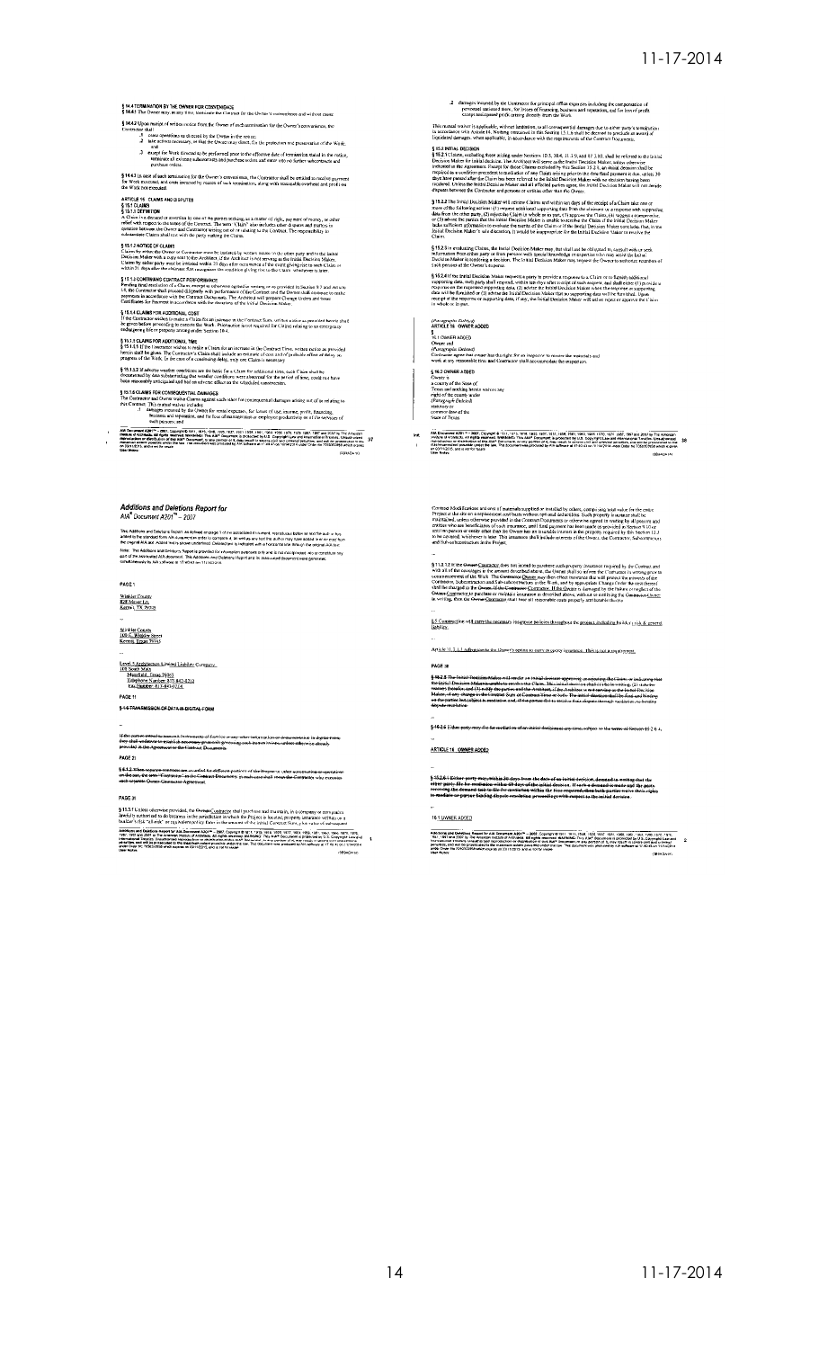§ 14.4 TERMINATION BY THE OWNER FOR CONVENIENCE

§ 14.4.1 The Owner may, at any time, terminate the Contract for the Owner's convenience and without cause.

§ 14.4.2 Upon receipt of written notice from the Owner of such termination for the Owner's convenience, the Contractor shall

.1 cease operations as directed by the Owner in the notice;

.2 take actions necessary, or that the Owner may direct, for the protection and preservation of the Work; and

.3 except for Work directed to be performed prior to the effective date of termination stated in the notice, terminate all existing subcontracts and purchase orders and enter into no further subcontracts and purchase orders.

§ 14.4.3 In case of such termination for the Owner's convenience, the Contractor shall be entitled to receive payment for Work executed, and costs incurred by reason of such termination, along with reasonable overhead and profit on the Work not executed.

## ARTICLE 15 CLAIMS AND DISPUTES

§ 15.1 CLAIMS

§ 15.1.1 DEFINITION

A Claim is a demand or assertion by one of the parties seeking, as a matter of right, payment of money, or other relief with respect to the terms of the Contract. The term "Claim" also includes other disputes and matters in question between the Owner and Contractor arising out of or relating to the Contract. The responsibility to substantiate Claims shall rest with the party making the Claim.

§ 15.1.2 NOTICE OF CLAIMS

Claims by either the Owner or Contractor must be initiated by written notice to the other party and to the Initial Decision Maker with a copy sent to the Architect, if the Architect is not serving as the Initial Decision Maker. Claims by either party must be initiated within 21 days after occurrence of the event giving rise to such Claim or within 21 days after the claimant first recognizes the condition giving rise to the Claim, whichever is later.

§ 15.1.3 CONTINUING CONTRACT PERFORMANCE

Pending final resolution of a Claim, except as otherwise agreed in writing or as provided in Section 9.7 and Article 14, the Contractor shall proceed diligently with performance of the Contract and the Owner shall continue to make payments in accordance with the Contract Documents. The Architect will prepare Change Orders and issue Certificates for Payment in accordance with the decisions of the Initial Decision Maker.

§ 15.1.4 CLAIMS FOR ADDITIONAL COST

If the Contractor wishes to make a Claim for an increase in the Contract Sum, written notice as provided herein shall be given before proceeding to execute the Work. Prior notice is not required for Claims relating to an emergency endangering life or property arising under Section 10.4.

§ 15.1.5 CLAIMS FOR ADDITIONAL TIME

§ 15.1.5.1 If the Contractor wishes to make a Claim for an increase in the Contract Time, written notice as provided herein shall be given. The Contractor's Claim shall include an estimate of cost and of probable effect of delay on progress of the Work. In the case of a continuing delay, only one Claim is necessary.

§ 15.1.5.2 If adverse weather conditions are the basis for a Claim for additional time, such Claim shall be documented by data substantiating that weather conditions were abnormal for the period of time, could not have been reasonably anticipated and had an adverse effect on the scheduled construction.

§ 15.1.6 CLAIMS FOR CONSEQUENTIAL DAMAGES

The Contractor and Owner waive Claims against each other for consequential damages arising out of or relating to this Contract. This mutual waiver includes

.1 damages incurred by the Owner for rental expenses, for losses of use, income, profit, financing, business and reputation, and for loss of management or employee productivity or of the services of such persons; and

.2 damages incurred by the Contractor for principal office expenses including the compensation of personnel stationed there, for losses of financing, business and reputation, and for loss of profit except anticipated profit arising directly from the Work.

This mutual waiver is applicable, without limitation, to all consequential damages due to either party's termination in accordance with Article 14. Nothing contained in this Section 15.1.6 shall be deemed to preclude an award of liquidated damages, when applicable, in accordance with the requirements of the Contract Documents.

§ 15.2 INITIAL DECISION

§ 15.2.1 Claims, excluding those arising under Sections 10.3, 10.4, 11.3.9, and 11.3.10, shall be referred to the Initial Decision Maker for initial decision. The Architect will serve as the Initial Decision Maker, unless otherwise indicated in the Agreement. Except for those Claims excluded by this Section 15.2.1, an initial decision shall be required as a condition precedent to mediation of any Claim arising prior to the date final payment is due, unless 30 days have passed after the Claim has been referred to the Initial Decision Maker with no decision having been rendered. Unless the Initial Decision Maker and all affected parties agree, the Initial Decision Maker will not decide disputes between the Contractor and persons or entities other than the Owner.

§ 15.2.2 The Initial Decision Maker will review Claims and within ten days of the receipt of a Claim take one or more of the following actions: (1) request additional supporting data from the claimant or a response with supporting data from the other party, (2) reject the Claim in whole or in part, (3) approve the Claim, (4) suggest a compromise, or (5) advise the parties that the Initial Decision Maker is unable to resolve the Claim if the Initial Decision Maker lacks sufficient information to evaluate the merits of the Claim or if the Initial Decision Maker concludes that, in the Initial Decision Maker's sole discretion, it would be inappropriate for the Initial Decision Maker to resolve the Claim.

§ 15.2.3 In evaluating Claims, the Initial Decision Maker may, but shall not be obligated to, consult with or seek information from either party or from persons with special knowledge or expertise who may assist the Initial Decision Maker in rendering a decision. The Initial Decision Maker may request the Owner to authorize retention of such persons at the Owner's expense.

§ 15.2.4 If the Initial Decision Maker requests a party to provide a response to a Claim or to furnish additional supporting data, such party shall respond, within ten days after receipt of such request, and shall either (1) provide a response on the requested supporting data, (2) advise the Initial Decision Maker when the response or supporting data will be furnished or (3) advise the Initial Decision Maker that no supporting data will be furnished. Upon receipt of the response or supporting data, if any, the Initial Decision Maker will either reject or approve the Claim in whole or in part.

(Paragraphs Deleted)

## ARTICLE 16 OWNER ADDED

§

16.1 OWNER ADDED

Owner and

(Paragraph Deleted)

Contractor agree that owner has the right for an inspector to review the materials and work at any reasonable time and Contractor shall accommodate the inspection.

§ 16.2 OWNER ADDED

Owner is
a county of the State of
Texas and nothing herein waives any
right of the county under
(Paragraph Deleted)
statutory or
common law of the
State of Texas

# Additions and Deletions Report for AIA® Document A201™ – 2007

This Additions and Deletions Report, as defined on page 1 of the associated document, reproduces below all text the author has added to the standard form AIA document in order to complete it, as well as any text the author may have added to or deleted from the original AIA text. Added text is shown underlined. Deleted text is indicated with a horizontal line through the original AIA text.

Note: This Additions and Deletions Report is provided for information purposes only and is not incorporated into or constitute any part of the associated AIA document. This Additions and Deletions Report and its associated document were generated simultaneously by AIA software at 17:40:43 on 11/14/2014.

PAGE 1

Winkler County
800 Manor Ln.
Kermit, TX 79745

...

Winkler County
100 E. Winkler Street
Kermit, Texas 79745

...

Level 5 Architecture Limited Liability Company
100 South Main
Mansfield, Texas 76063
Telephone Number: 817-842-6713
Fax Number: 817-842-6714

PAGE 11

~~§ 1.6 TRANSMISSION OF DATA IN DIGITAL FORM~~

...

~~If the parties intend to transmit Instruments of Service or any other information or documentation in digital form, they shall endeavor to establish necessary protocols governing such transmissions, unless otherwise already provided in the Agreement or the Contract Documents.~~

PAGE 21

~~§ 6.1.2 When separate contracts are awarded for different portions of the Project or other construction or operations on the site, the term "Contractor" in the Contract Documents in each case shall mean the Contractor who executes each separate Owner-Contractor Agreement.~~

PAGE 31

§ 11.3.1 Unless otherwise provided, the ~~Owner~~Contractor shall purchase and maintain, in a company or companies lawfully authorized to do business in the jurisdiction in which the Project is located, property insurance written on a builder's "all-risk" or equivalent policy form in the amount of the initial Contract Sum, plus value of subsequent Contract Modifications and cost of materials supplied or installed by others, comprising total value for the entire Project at the site on a replacement cost basis without optional deductibles. Such property insurance shall be maintained, unless otherwise provided in the Contract Documents or otherwise agreed in writing by all persons and entities who are beneficiaries of such insurance, until final payment has been made as provided in Section 9.10 or until no person or entity other than the Owner has an insurable interest in the property required by this Section 11.3 to be covered, whichever is later. This insurance shall include interests of the Owner, the Contractor, Subcontractors and Sub-subcontractors in the Project.

...

§ 11.3.1.2 If the ~~Owner~~Contractor does not intend to purchase such property insurance required by the Contract and with all of the coverages in the amount described above, the ~~Owner~~ shall so inform the ~~Contractor~~ in writing prior to commencement of the Work. The ~~Contractor~~Owner may then effect insurance that will protect the interests of the Contractor, Subcontractors and Sub-subcontractors in the Work, and by appropriate Change Order the cost thereof shall be charged to the ~~Owner~~. ~~If the Contractor~~Contractor. If the Owner is damaged by the failure or neglect of the ~~Owner~~Contractor to purchase or maintain insurance as described above, without so notifying the ~~Contractor~~Owner in writing, then the ~~Owner~~Contractor shall bear all reasonable costs properly attributable thereto.

...

§ 5 Contractor will carry the necessary insurance policies throughout the project including builders risk & general liability.

...

Article 11.3.1.1 is subject to the Owner's option to carry property insurance. This is not a requirement.

PAGE 38

~~§ 15.2.5 The Initial Decision Maker will render an initial decision approving or rejecting the Claim, or indicating that the Initial Decision Maker is unable to resolve the Claim. This initial decision shall (1) be in writing; (2) state the reasons therefor; and (3) notify the parties and the Architect, if the Architect is not serving as the Initial Decision Maker, of any change in the Contract Sum or Contract Time or both. The initial decision shall be final and binding on the parties but subject to mediation and, if the parties fail to resolve their dispute through mediation, to binding dispute resolution.~~

...

~~§ 15.2.6 Either party may file for mediation of an initial decision at any time, subject to the terms of Section 15.2.6.1.~~

...

ARTICLE 16 OWNER ADDED

...

~~§ 15.2.6.1 Either party may, within 30 days from the date of an initial decision, demand in writing that the other party file for mediation within 60 days of the initial decision. If such a demand is made and the party receiving the demand fails to file for mediation within the time required, then both parties waive their rights to mediate or pursue binding dispute resolution proceedings with respect to the initial decision.~~

...

16.1 OWNER ADDED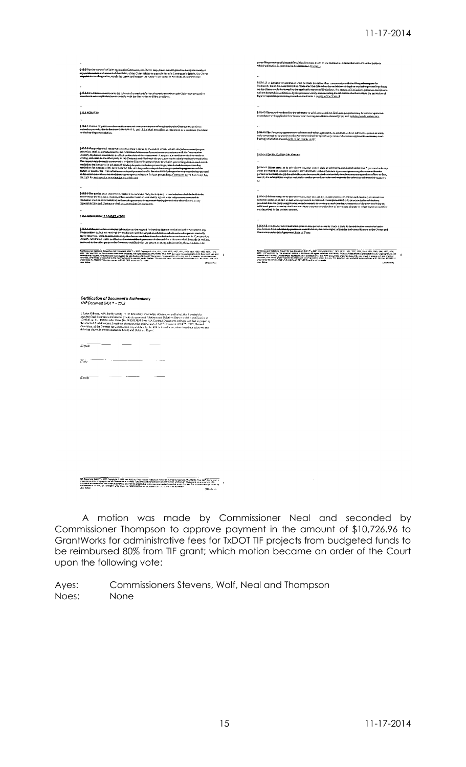§ 15.2.5 In the event of a Claim against the Contractor, the Owner may, but is not obligated to, notify the surety, if any, of the nature and amount of the Claim. If the Claim relates to a possibility of a Contractor's default, the Owner may, but is not obligated to, notify the surety and request the surety's assistance in resolving the controversy.

§ 15.2.6 If a Claim relates to or is the subject of a mechanic's lien, the party asserting such Claim may proceed in accordance with applicable law to comply with the lien notice or filing deadlines.

§ 15.3 MEDIATION

§ 15.3.1 Claims, disputes, or other matters in controversy arising out of or related to the Contract except those waived as provided for in Sections 9.10.4, 9.10.5, and 15.1.6 shall be subject to mediation as a condition precedent to binding dispute resolution.

§ 15.3.2 The parties shall endeavor to resolve their Claims by mediation which, unless the parties mutually agree otherwise, shall be administered by the American Arbitration Association in accordance with its Construction Industry Mediation Procedures in effect on the date of the Agreement. A request for mediation shall be made in writing, delivered to the other party to the Contract, and filed with the person or entity administering the mediation. The request may be made concurrently with the filing of binding dispute resolution proceedings but, in such event, mediation shall proceed in advance of binding dispute resolution proceedings, which shall be stayed pending mediation for a period of 60 days from the date of filing, unless stayed for a longer period by agreement of the parties or court order. If an arbitration is stayed pursuant to this Section 15.3.2, the parties may nonetheless proceed to the selection of the arbitrator(s) and agree upon a schedule for later proceedings. Contractor agree that Owner has the right for an inspector to overview the inspection.

§ 15.3.3 The parties shall share the mediator's fee and any filing fees equally. The mediation shall be held in the place where the Project is located, unless another location is mutually agreed upon. Agreements reached in mediation shall be enforceable as settlement agreements in any court having jurisdiction thereof. Owner at any reasonable time and Contractor shall accommodate the inspection.

§ 15.4 ARBITRATION IS OWNER ADDED

§ 15.4.1 If the parties have selected arbitration as the method for binding dispute resolution in the Agreement, any Claim subject to, but not resolved by, mediation shall be subject to arbitration which, unless the parties mutually agree otherwise, shall be administered by the American Arbitration Association in accordance with its Construction Industry Arbitration Rules in effect on the date of the Agreement. A demand for arbitration shall be made in writing, delivered to the other party to the Contract, and filed with the person or entity administering the arbitration. The party filing a notice of demand for arbitration must assert in the demand all Claims then known to that party on which arbitration is permitted to be demanded. Owner is

§ 15.4.1.1 A demand for arbitration shall be made no earlier than concurrently with the filing of a request for mediation, but in no event shall it be made after the date when the institution of legal or equitable proceedings based on the Claim would be barred by the applicable statute of limitations. For statute of limitations purposes, receipt of a written demand for arbitration by the person or entity administering the arbitration shall constitute the institution of legal or equitable proceedings based on the Claim. a county of the State of

§ 15.4.2 The award rendered by the arbitrator or arbitrators shall be final, and judgment may be entered upon it in accordance with applicable law in any court having jurisdiction thereof. Texas and notwithstanding waives any

§ 15.4.3 The foregoing agreement to arbitrate and other agreements to arbitrate with an additional person or entity duly consented to by parties to the Agreement, shall be specifically enforceable under applicable law in any court having jurisdiction thereof. right of the county under

§ 15.4.4 CONSOLIDATION OR JOINDER

§ 15.4.4.1 Either party, at its sole discretion, may consolidate an arbitration conducted under this Agreement with any other arbitration to which it is a party provided that (1) the arbitration agreement governing the other arbitration permits consolidation, (2) the arbitrations to be consolidated substantially involve common questions of law or fact, and (3) the arbitrations employ materially similar procedural rules and methods for selecting arbitrator(s). statutory or

§ 15.4.4.2 Either party, at its sole discretion, may include by joinder persons or entities substantially involved in a common question of law or fact whose presence is required if complete relief is to be accorded in arbitration, provided that the party sought to be joined consents in writing to such joinder. Consent to arbitration involving an additional person or entity shall not constitute consent to arbitration of any claim, dispute or other matter in question not described in the written consent.

§ 15.4.4.3 The Owner and Contractor grant to any person or entity made a party to an arbitration conducted under this Section 15.4, whether by joinder or consolidation, the same rights of joinder and consolidation as the Owner and Contractor under this Agreement. State of Texas

## Certification of Document's Authenticity

*AIA® Document D401™ – 2003*

I, Jason Ohman, AIA, hereby certify, to the best of my knowledge, information and belief, that I created the attached final document simultaneously with its associated Additions and Deletions Report and this certification at 17:40:43 on 11/14/2014 under Order No. 7050353898 from AIA Contract Documents software and that in preparing the attached final document I made no changes to the original text of AIA® Document A201™ – 2007, General Conditions of the Contract for Construction, as published by the AIA in its software, other than those additions and deletions shown in the associated Additions and Deletions Report.

(Signed)

(Title)

(Dated)

A motion was made by Commissioner Neal and seconded by Commissioner Thompson to approve payment in the amount of $10,726.96 to GrantWorks for administrative fees for TxDOT TIF projects from budgeted funds to be reimbursed 80% from TIF grant; which motion became an order of the Court upon the following vote:

Ayes: Commissioners Stevens, Wolf, Neal and Thompson
Noes: None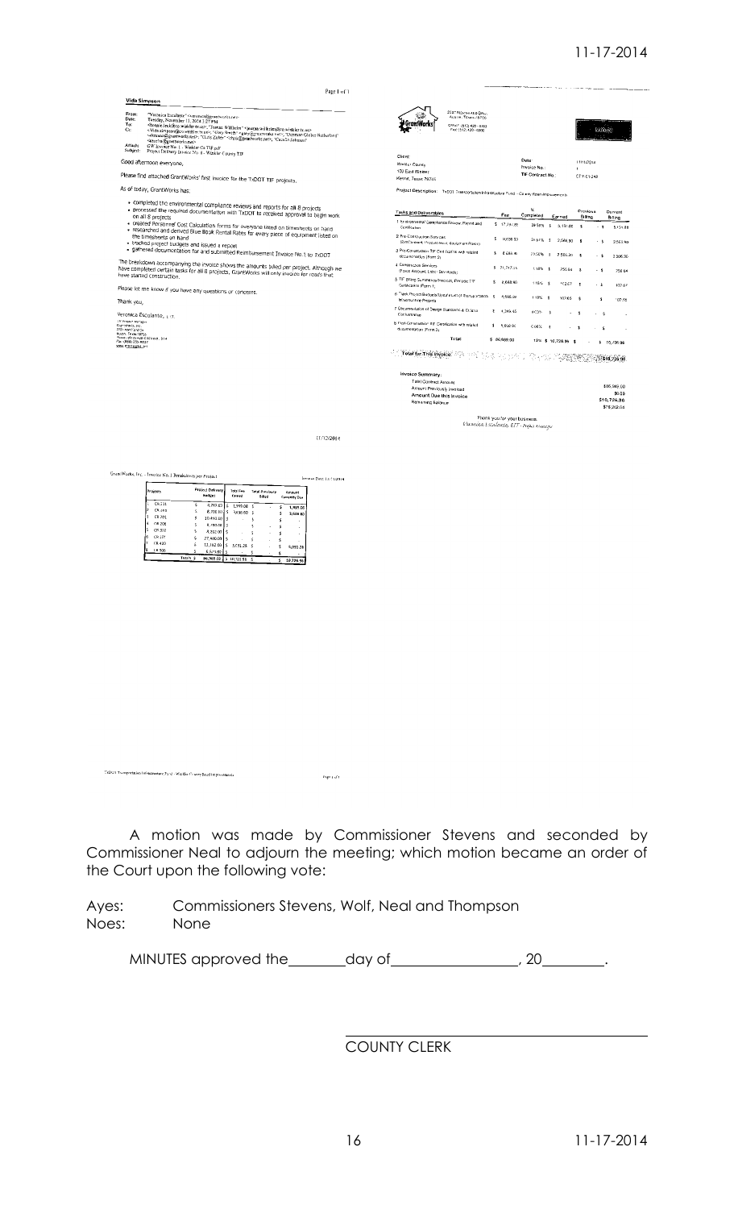Page 1 of 1

**Vida Simpson**

From: "Veronica Escalante" <veronica@grantworks.net>
Date: Tuesday, November 11, 2014 1:27 PM
To: <bnapier.hollis@co.winkler.tx.us>; "Tomas Williams" <tomas.williams@co.winkler.tx.us>
Cc: <kbturner@co.winkler.tx.us>; "Gary Smith" <gary@grantworks.net>; "Chapman Glaber Rutherford" <chapman@grantworks.net>; "Chris Zatler" <chris@grantworks.net>; "Claudia Johnson" <claudia@grantworks.net>
Attach: GW Invoice No. 1 - Winkler Co TIF.pdf
Subject: Project Delivery Invoice No. 1 - Winkler County TIF

Good afternoon everyone,

Please find attached GrantWorks' first invoice for the TxDOT TIF projects.

As of today, GrantWorks has:

- completed the environmental compliance reviews and reports for all 8 projects
- processed the required documentation with TxDOT to received approval to begin work on all 8 projects
- created Personnel Cost Calculation forms for everyone listed on timesheets on hand
- researched and derived Blue Book Rental Rates for every piece of equipment listed on the timesheets on hand
- tracked project budgets and issued a report
- gathered documentation for and submitted Reimbursement Invoice No.1 to TxDOT

The breakdown accompanying the invoice shows the amounts billed per project. Although we have completed certain tasks for all 8 projects, GrantWorks will only invoice for roads that have started construction.

Please let me know if you have any questions or concerns.

Thank you,

Veronica Escalante, EIT
GrantWorks, Inc.
2201 Northland Drive
Austin, Texas 78756

11/12/2014

GrantWorks
2201 Northland Drive
Austin, Texas 78756
Office: (512) 420-0303
Fax: (512) 420-0302

Invoice

Client:
Winkler County
100 East Winkler
Kermit, Texas 79745

Date: 11/11/2014
Invoice No.: 1
TIF Contract No.: CTY-C1249

Project Description: TxDOT Transportation Infrastructure Fund - County Road Improvements

| Tasks and Deliverables | Fee | % Completed | Earned | Previous Billing | Current Billing |
|---|---|---|---|---|---|
| 1 Environmental Compliance Review, Permit and Certification | $ 17,197.00 | 29.98% | $ 5,151.88 | $ - | $ 5,151.88 |
| 2 Pre-Construction Services (Staff/Equipment, Procurement, Equipment Rates) | $ 8,698.00 | 29.41% | $ 2,558.90 | $ - | $ 2,558.90 |
| 3 Pre-Construction TIF Certification with related documentation (Form 2) | $ 8,488.00 | 29.50% | $ 2,506.36 | $ - | $ 2,506.36 |
| 4 Construction Services (Force Account, Labor Standards) | $ 21,747.00 | 1.18% | $ 256.64 | $ - | $ 256.64 |
| 5 TIF Billing Submittals/Invoices, Periodic TIF Certificates (Form 1) | $ 8,648.00 | 1.18% | $ 102.07 | $ - | $ 102.07 |
| 6 Track Project Budgets/Status/List of Transportation Infrastructure Projects | $ 8,998.00 | 1.18% | $ 107.65 | $ - | $ 107.65 |
| 7 Documentation of Design Standards & Closure Contractor | $ 4,249.45 | 0.00% | $ - | $ - | $ - |
| 8 Post-Construction TIF Certification with related documentation (Form 2) | $ 5,959.00 | 0.00% | $ - | $ - | $ - |
| Total | $ 86,985.00 | 12% | $ 10,726.96 | $ - | $ 10,726.96 |

Total for This Invoice: $10,726.96

Invoice Summary:

| | |
|---|---|
| Total Contract Amount | $86,985.00 |
| Amount Previously Invoiced | $0.00 |
| Amount Due this Invoice | $10,726.96 |
| Remaining Balance | $76,262.04 |

Thank you for your business.
*Veronica Escalante, EIT - Project Manager*

GrantWorks, Inc. - Invoice No. 1 Breakdown per Project — Invoice Date: 11/11/2014

| | Projects | Project Delivery Budget | Total Fee Earned | Total Previously Billed | Amount Currently Due |
|---|---|---|---|---|---|
| 1 | CR 211 | $ 8,792.82 | $ 1,999.00 | $ - | $ 1,999.00 |
| 2 | CR 103 | $ 8,700.00 | $ 3,638.60 | $ - | $ 3,638.60 |
| 3 | CR 201 | $ 10,493.00 | $ - | $ - | $ - |
| 4 | CR 208 | $ 9,780.00 | $ - | $ - | $ - |
| 5 | CR 202 | $ 8,352.00 | $ - | $ - | $ - |
| 6 | CR 207 | $ 27,400.00 | $ - | $ - | $ - |
| 7 | CR 420 | $ 12,182.00 | $ 5,091.26 | $ - | $ 5,091.26 |
| 8 | CR 306 | $ 6,573.00 | $ - | $ - | $ - |
| | Totals | $ 86,985.00 | $ 10,726.96 | $ - | $ 10,726.96 |

TxDOT Transportation Infrastructure Fund - Winkler County Road Improvements

A motion was made by Commissioner Stevens and seconded by Commissioner Neal to adjourn the meeting; which motion became an order of the Court upon the following vote:

Ayes: Commissioners Stevens, Wolf, Neal and Thompson
Noes: None

MINUTES approved the\_\_\_\_\_\_\_day of\_\_\_\_\_\_\_\_\_\_\_\_\_\_\_\_, 20\_\_\_\_\_\_\_.

\_\_\_\_\_\_\_\_\_\_\_\_\_\_\_\_\_\_\_\_\_\_\_\_\_\_\_\_\_\_\_\_\_\_\_\_
COUNTY CLERK